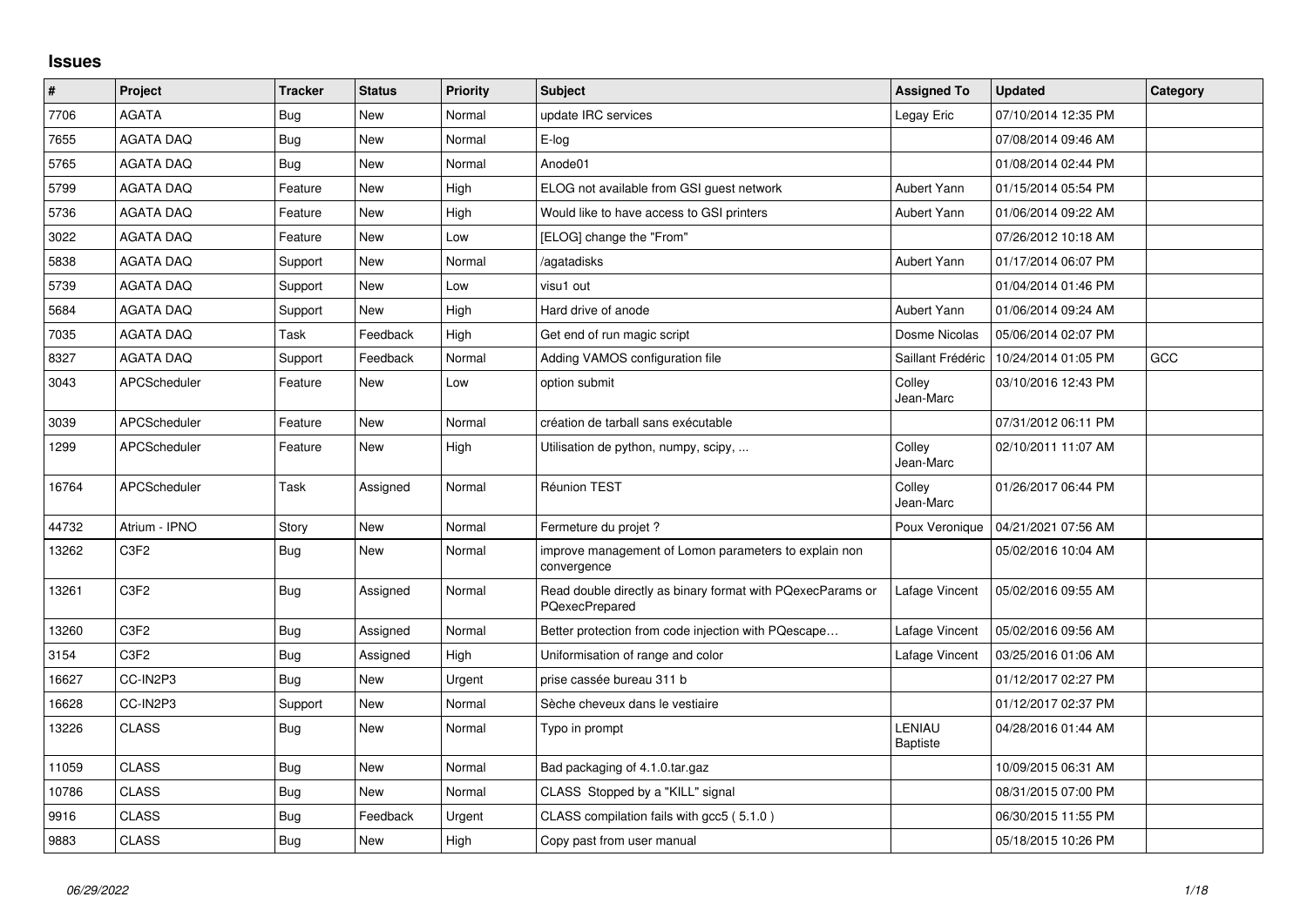## Issues

| # | Project | Tracker | Status | Priority | Subject | Assigned To | Updated | Category |
|---|---|---|---|---|---|---|---|---|
| 7706 | AGATA | Bug | New | Normal | update IRC services | Legay Eric | 07/10/2014 12:35 PM | |
| 7655 | AGATA DAQ | Bug | New | Normal | E-log | | 07/08/2014 09:46 AM | |
| 5765 | AGATA DAQ | Bug | New | Normal | Anode01 | | 01/08/2014 02:44 PM | |
| 5799 | AGATA DAQ | Feature | New | High | ELOG not available from GSI guest network | Aubert Yann | 01/15/2014 05:54 PM | |
| 5736 | AGATA DAQ | Feature | New | High | Would like to have access to GSI printers | Aubert Yann | 01/06/2014 09:22 AM | |
| 3022 | AGATA DAQ | Feature | New | Low | [ELOG] change the "From" | | 07/26/2012 10:18 AM | |
| 5838 | AGATA DAQ | Support | New | Normal | /agatadisks | Aubert Yann | 01/17/2014 06:07 PM | |
| 5739 | AGATA DAQ | Support | New | Low | visu1 out | | 01/04/2014 01:46 PM | |
| 5684 | AGATA DAQ | Support | New | High | Hard drive of anode | Aubert Yann | 01/06/2014 09:24 AM | |
| 7035 | AGATA DAQ | Task | Feedback | High | Get end of run magic script | Dosme Nicolas | 05/06/2014 02:07 PM | |
| 8327 | AGATA DAQ | Support | Feedback | Normal | Adding VAMOS configuration file | Saillant Frédéric | 10/24/2014 01:05 PM | GCC |
| 3043 | APCScheduler | Feature | New | Low | option submit | Colley Jean-Marc | 03/10/2016 12:43 PM | |
| 3039 | APCScheduler | Feature | New | Normal | création de tarball sans exécutable | | 07/31/2012 06:11 PM | |
| 1299 | APCScheduler | Feature | New | High | Utilisation de python, numpy, scipy, ... | Colley Jean-Marc | 02/10/2011 11:07 AM | |
| 16764 | APCScheduler | Task | Assigned | Normal | Réunion TEST | Colley Jean-Marc | 01/26/2017 06:44 PM | |
| 44732 | Atrium - IPNO | Story | New | Normal | Fermeture du projet ? | Poux Veronique | 04/21/2021 07:56 AM | |
| 13262 | C3F2 | Bug | New | Normal | improve management of Lomon parameters to explain non convergence | | 05/02/2016 10:04 AM | |
| 13261 | C3F2 | Bug | Assigned | Normal | Read double directly as binary format with PQexecParams or PQexecPrepared | Lafage Vincent | 05/02/2016 09:55 AM | |
| 13260 | C3F2 | Bug | Assigned | Normal | Better protection from code injection with PQescape… | Lafage Vincent | 05/02/2016 09:56 AM | |
| 3154 | C3F2 | Bug | Assigned | High | Uniformisation of range and color | Lafage Vincent | 03/25/2016 01:06 AM | |
| 16627 | CC-IN2P3 | Bug | New | Urgent | prise cassée bureau 311 b | | 01/12/2017 02:27 PM | |
| 16628 | CC-IN2P3 | Support | New | Normal | Sèche cheveux dans le vestiaire | | 01/12/2017 02:37 PM | |
| 13226 | CLASS | Bug | New | Normal | Typo in prompt | LENIAU Baptiste | 04/28/2016 01:44 AM | |
| 11059 | CLASS | Bug | New | Normal | Bad packaging of 4.1.0.tar.gaz | | 10/09/2015 06:31 AM | |
| 10786 | CLASS | Bug | New | Normal | CLASS Stopped by a "KILL" signal | | 08/31/2015 07:00 PM | |
| 9916 | CLASS | Bug | Feedback | Urgent | CLASS compilation fails with gcc5 ( 5.1.0 ) | | 06/30/2015 11:55 PM | |
| 9883 | CLASS | Bug | New | High | Copy past from user manual | | 05/18/2015 10:26 PM | |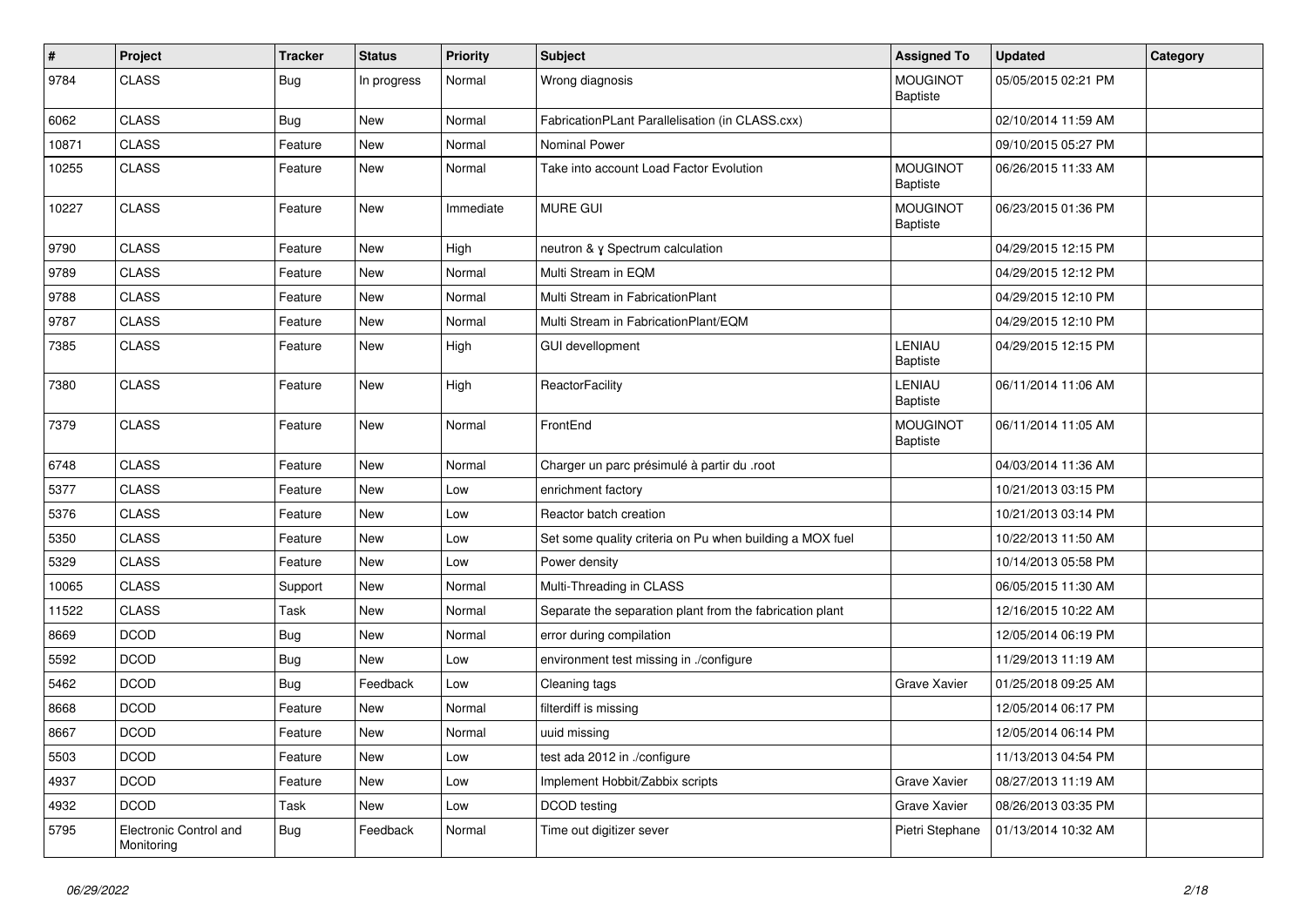| # | Project | Tracker | Status | Priority | Subject | Assigned To | Updated | Category |
|---|---|---|---|---|---|---|---|---|
| 9784 | CLASS | Bug | In progress | Normal | Wrong diagnosis | MOUGINOT Baptiste | 05/05/2015 02:21 PM | |
| 6062 | CLASS | Bug | New | Normal | FabricationPLant Parallelisation (in CLASS.cxx) | | 02/10/2014 11:59 AM | |
| 10871 | CLASS | Feature | New | Normal | Nominal Power | | 09/10/2015 05:27 PM | |
| 10255 | CLASS | Feature | New | Normal | Take into account Load Factor Evolution | MOUGINOT Baptiste | 06/26/2015 11:33 AM | |
| 10227 | CLASS | Feature | New | Immediate | MURE GUI | MOUGINOT Baptiste | 06/23/2015 01:36 PM | |
| 9790 | CLASS | Feature | New | High | neutron & γ Spectrum calculation | | 04/29/2015 12:15 PM | |
| 9789 | CLASS | Feature | New | Normal | Multi Stream in EQM | | 04/29/2015 12:12 PM | |
| 9788 | CLASS | Feature | New | Normal | Multi Stream in FabricationPlant | | 04/29/2015 12:10 PM | |
| 9787 | CLASS | Feature | New | Normal | Multi Stream in FabricationPlant/EQM | | 04/29/2015 12:10 PM | |
| 7385 | CLASS | Feature | New | High | GUI devellopment | LENIAU Baptiste | 04/29/2015 12:15 PM | |
| 7380 | CLASS | Feature | New | High | ReactorFacility | LENIAU Baptiste | 06/11/2014 11:06 AM | |
| 7379 | CLASS | Feature | New | Normal | FrontEnd | MOUGINOT Baptiste | 06/11/2014 11:05 AM | |
| 6748 | CLASS | Feature | New | Normal | Charger un parc présimulé à partir du .root | | 04/03/2014 11:36 AM | |
| 5377 | CLASS | Feature | New | Low | enrichment factory | | 10/21/2013 03:15 PM | |
| 5376 | CLASS | Feature | New | Low | Reactor batch creation | | 10/21/2013 03:14 PM | |
| 5350 | CLASS | Feature | New | Low | Set some quality criteria on Pu when building a MOX fuel | | 10/22/2013 11:50 AM | |
| 5329 | CLASS | Feature | New | Low | Power density | | 10/14/2013 05:58 PM | |
| 10065 | CLASS | Support | New | Normal | Multi-Threading in CLASS | | 06/05/2015 11:30 AM | |
| 11522 | CLASS | Task | New | Normal | Separate the separation plant from the fabrication plant | | 12/16/2015 10:22 AM | |
| 8669 | DCOD | Bug | New | Normal | error during compilation | | 12/05/2014 06:19 PM | |
| 5592 | DCOD | Bug | New | Low | environment test missing in ./configure | | 11/29/2013 11:19 AM | |
| 5462 | DCOD | Bug | Feedback | Low | Cleaning tags | Grave Xavier | 01/25/2018 09:25 AM | |
| 8668 | DCOD | Feature | New | Normal | filterdiff is missing | | 12/05/2014 06:17 PM | |
| 8667 | DCOD | Feature | New | Normal | uuid missing | | 12/05/2014 06:14 PM | |
| 5503 | DCOD | Feature | New | Low | test ada 2012 in ./configure | | 11/13/2013 04:54 PM | |
| 4937 | DCOD | Feature | New | Low | Implement Hobbit/Zabbix scripts | Grave Xavier | 08/27/2013 11:19 AM | |
| 4932 | DCOD | Task | New | Low | DCOD testing | Grave Xavier | 08/26/2013 03:35 PM | |
| 5795 | Electronic Control and Monitoring | Bug | Feedback | Normal | Time out digitizer sever | Pietri Stephane | 01/13/2014 10:32 AM | |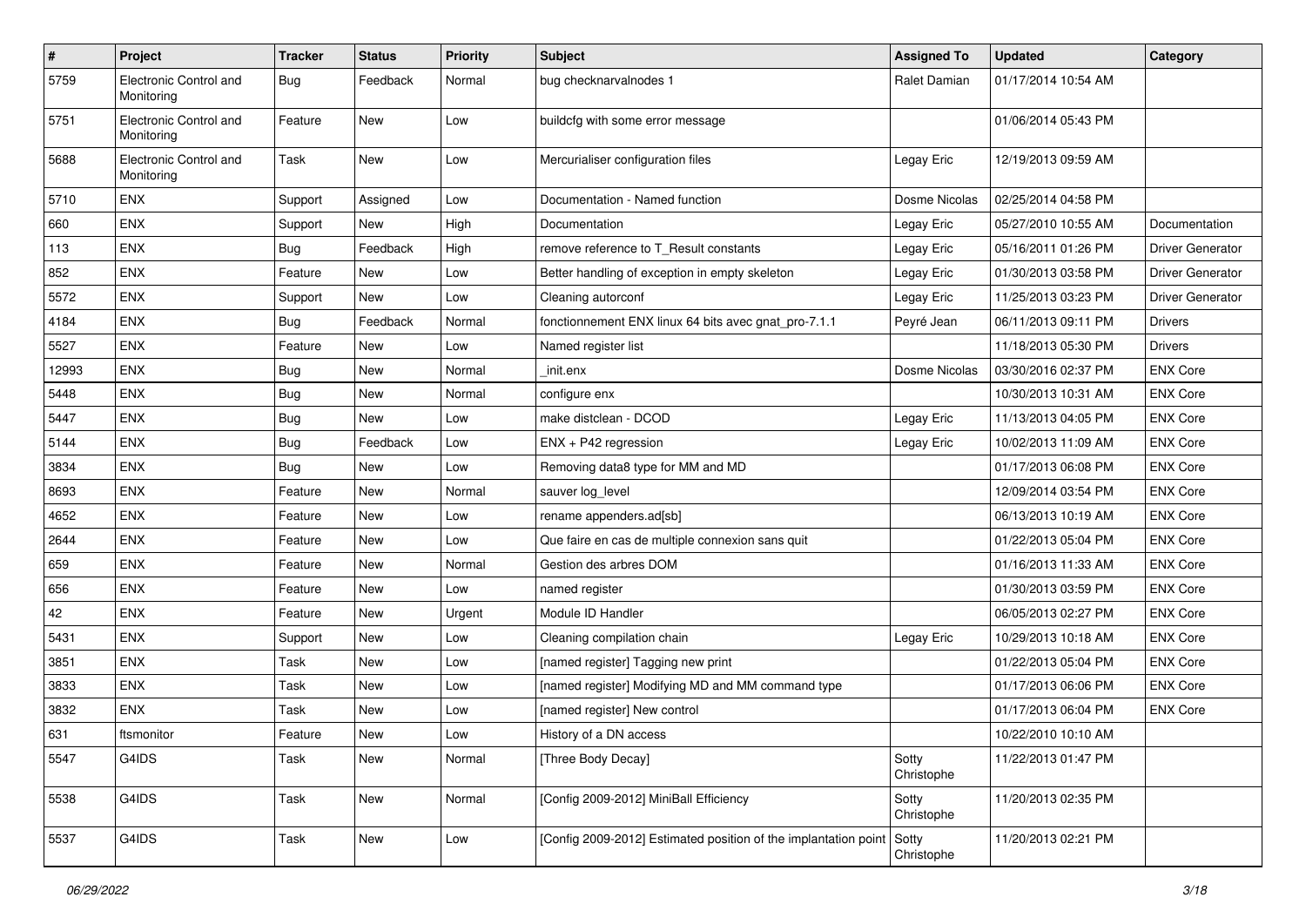| # | Project | Tracker | Status | Priority | Subject | Assigned To | Updated | Category |
|---|---|---|---|---|---|---|---|---|
| 5759 | Electronic Control and Monitoring | Bug | Feedback | Normal | bug checknarvalnodes 1 | Ralet Damian | 01/17/2014 10:54 AM | |
| 5751 | Electronic Control and Monitoring | Feature | New | Low | buildcfg with some error message | | 01/06/2014 05:43 PM | |
| 5688 | Electronic Control and Monitoring | Task | New | Low | Mercurialiser configuration files | Legay Eric | 12/19/2013 09:59 AM | |
| 5710 | ENX | Support | Assigned | Low | Documentation - Named function | Dosme Nicolas | 02/25/2014 04:58 PM | |
| 660 | ENX | Support | New | High | Documentation | Legay Eric | 05/27/2010 10:55 AM | Documentation |
| 113 | ENX | Bug | Feedback | High | remove reference to T_Result constants | Legay Eric | 05/16/2011 01:26 PM | Driver Generator |
| 852 | ENX | Feature | New | Low | Better handling of exception in empty skeleton | Legay Eric | 01/30/2013 03:58 PM | Driver Generator |
| 5572 | ENX | Support | New | Low | Cleaning autorconf | Legay Eric | 11/25/2013 03:23 PM | Driver Generator |
| 4184 | ENX | Bug | Feedback | Normal | fonctionnement ENX linux 64 bits avec gnat_pro-7.1.1 | Peyré Jean | 06/11/2013 09:11 PM | Drivers |
| 5527 | ENX | Feature | New | Low | Named register list | | 11/18/2013 05:30 PM | Drivers |
| 12993 | ENX | Bug | New | Normal | _init.enx | Dosme Nicolas | 03/30/2016 02:37 PM | ENX Core |
| 5448 | ENX | Bug | New | Normal | configure enx | | 10/30/2013 10:31 AM | ENX Core |
| 5447 | ENX | Bug | New | Low | make distclean - DCOD | Legay Eric | 11/13/2013 04:05 PM | ENX Core |
| 5144 | ENX | Bug | Feedback | Low | ENX + P42 regression | Legay Eric | 10/02/2013 11:09 AM | ENX Core |
| 3834 | ENX | Bug | New | Low | Removing data8 type for MM and MD | | 01/17/2013 06:08 PM | ENX Core |
| 8693 | ENX | Feature | New | Normal | sauver log_level | | 12/09/2014 03:54 PM | ENX Core |
| 4652 | ENX | Feature | New | Low | rename appenders.ad[sb] | | 06/13/2013 10:19 AM | ENX Core |
| 2644 | ENX | Feature | New | Low | Que faire en cas de multiple connexion sans quit | | 01/22/2013 05:04 PM | ENX Core |
| 659 | ENX | Feature | New | Normal | Gestion des arbres DOM | | 01/16/2013 11:33 AM | ENX Core |
| 656 | ENX | Feature | New | Low | named register | | 01/30/2013 03:59 PM | ENX Core |
| 42 | ENX | Feature | New | Urgent | Module ID Handler | | 06/05/2013 02:27 PM | ENX Core |
| 5431 | ENX | Support | New | Low | Cleaning compilation chain | Legay Eric | 10/29/2013 10:18 AM | ENX Core |
| 3851 | ENX | Task | New | Low | [named register] Tagging new print | | 01/22/2013 05:04 PM | ENX Core |
| 3833 | ENX | Task | New | Low | [named register] Modifying MD and MM command type | | 01/17/2013 06:06 PM | ENX Core |
| 3832 | ENX | Task | New | Low | [named register] New control | | 01/17/2013 06:04 PM | ENX Core |
| 631 | ftsmonitor | Feature | New | Low | History of a DN access | | 10/22/2010 10:10 AM | |
| 5547 | G4IDS | Task | New | Normal | [Three Body Decay] | Sotty Christophe | 11/22/2013 01:47 PM | |
| 5538 | G4IDS | Task | New | Normal | [Config 2009-2012] MiniBall Efficiency | Sotty Christophe | 11/20/2013 02:35 PM | |
| 5537 | G4IDS | Task | New | Low | [Config 2009-2012] Estimated position of the implantation point | Sotty Christophe | 11/20/2013 02:21 PM | |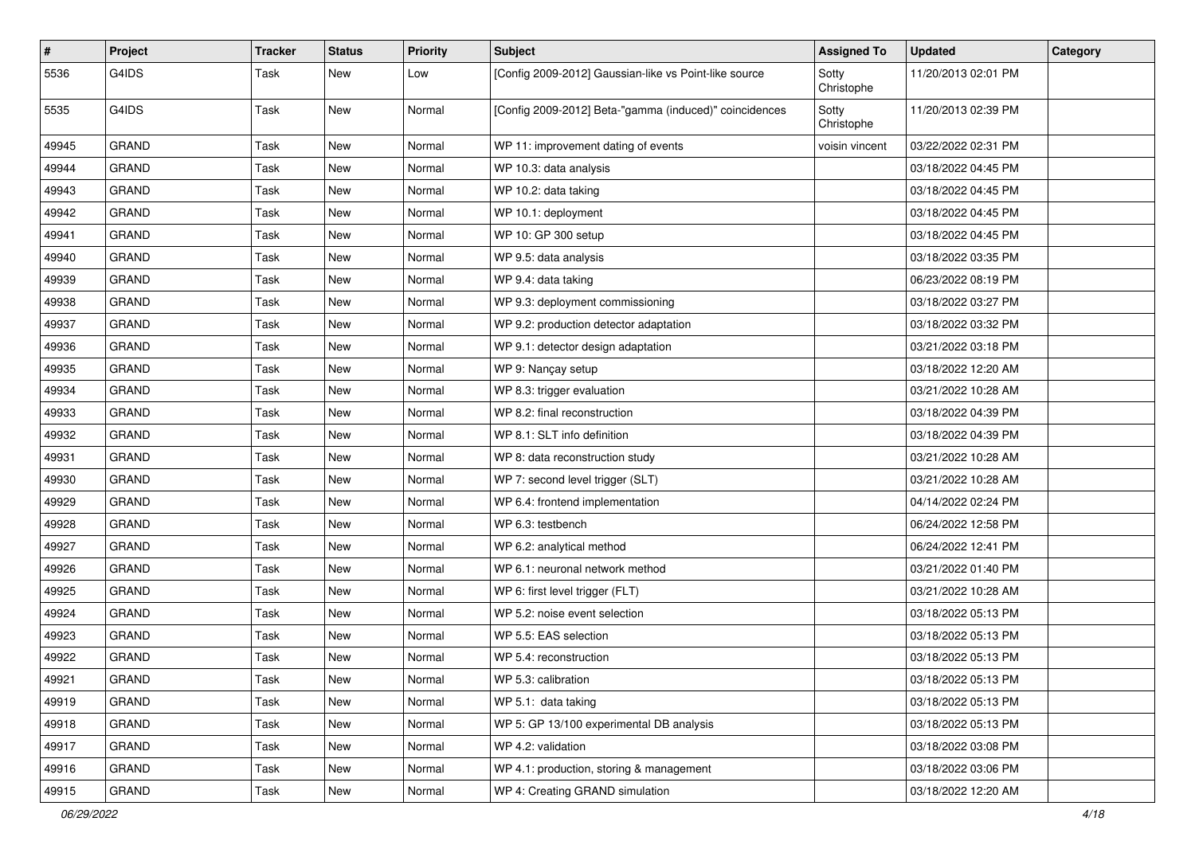| # | Project | Tracker | Status | Priority | Subject | Assigned To | Updated | Category |
|---|---|---|---|---|---|---|---|---|
| 5536 | G4IDS | Task | New | Low | [Config 2009-2012] Gaussian-like vs Point-like source | Sotty Christophe | 11/20/2013 02:01 PM | |
| 5535 | G4IDS | Task | New | Normal | [Config 2009-2012] Beta-"gamma (induced)" coincidences | Sotty Christophe | 11/20/2013 02:39 PM | |
| 49945 | GRAND | Task | New | Normal | WP 11: improvement dating of events | voisin vincent | 03/22/2022 02:31 PM | |
| 49944 | GRAND | Task | New | Normal | WP 10.3: data analysis | | 03/18/2022 04:45 PM | |
| 49943 | GRAND | Task | New | Normal | WP 10.2: data taking | | 03/18/2022 04:45 PM | |
| 49942 | GRAND | Task | New | Normal | WP 10.1: deployment | | 03/18/2022 04:45 PM | |
| 49941 | GRAND | Task | New | Normal | WP 10: GP 300 setup | | 03/18/2022 04:45 PM | |
| 49940 | GRAND | Task | New | Normal | WP 9.5: data analysis | | 03/18/2022 03:35 PM | |
| 49939 | GRAND | Task | New | Normal | WP 9.4: data taking | | 06/23/2022 08:19 PM | |
| 49938 | GRAND | Task | New | Normal | WP 9.3: deployment commissioning | | 03/18/2022 03:27 PM | |
| 49937 | GRAND | Task | New | Normal | WP 9.2: production detector adaptation | | 03/18/2022 03:32 PM | |
| 49936 | GRAND | Task | New | Normal | WP 9.1: detector design adaptation | | 03/21/2022 03:18 PM | |
| 49935 | GRAND | Task | New | Normal | WP 9: Nançay setup | | 03/18/2022 12:20 AM | |
| 49934 | GRAND | Task | New | Normal | WP 8.3: trigger evaluation | | 03/21/2022 10:28 AM | |
| 49933 | GRAND | Task | New | Normal | WP 8.2: final reconstruction | | 03/18/2022 04:39 PM | |
| 49932 | GRAND | Task | New | Normal | WP 8.1: SLT info definition | | 03/18/2022 04:39 PM | |
| 49931 | GRAND | Task | New | Normal | WP 8: data reconstruction study | | 03/21/2022 10:28 AM | |
| 49930 | GRAND | Task | New | Normal | WP 7: second level trigger (SLT) | | 03/21/2022 10:28 AM | |
| 49929 | GRAND | Task | New | Normal | WP 6.4: frontend implementation | | 04/14/2022 02:24 PM | |
| 49928 | GRAND | Task | New | Normal | WP 6.3: testbench | | 06/24/2022 12:58 PM | |
| 49927 | GRAND | Task | New | Normal | WP 6.2: analytical method | | 06/24/2022 12:41 PM | |
| 49926 | GRAND | Task | New | Normal | WP 6.1: neuronal network method | | 03/21/2022 01:40 PM | |
| 49925 | GRAND | Task | New | Normal | WP 6: first level trigger (FLT) | | 03/21/2022 10:28 AM | |
| 49924 | GRAND | Task | New | Normal | WP 5.2: noise event selection | | 03/18/2022 05:13 PM | |
| 49923 | GRAND | Task | New | Normal | WP 5.5: EAS selection | | 03/18/2022 05:13 PM | |
| 49922 | GRAND | Task | New | Normal | WP 5.4: reconstruction | | 03/18/2022 05:13 PM | |
| 49921 | GRAND | Task | New | Normal | WP 5.3: calibration | | 03/18/2022 05:13 PM | |
| 49919 | GRAND | Task | New | Normal | WP 5.1: data taking | | 03/18/2022 05:13 PM | |
| 49918 | GRAND | Task | New | Normal | WP 5: GP 13/100 experimental DB analysis | | 03/18/2022 05:13 PM | |
| 49917 | GRAND | Task | New | Normal | WP 4.2: validation | | 03/18/2022 03:08 PM | |
| 49916 | GRAND | Task | New | Normal | WP 4.1: production, storing & management | | 03/18/2022 03:06 PM | |
| 49915 | GRAND | Task | New | Normal | WP 4: Creating GRAND simulation | | 03/18/2022 12:20 AM | |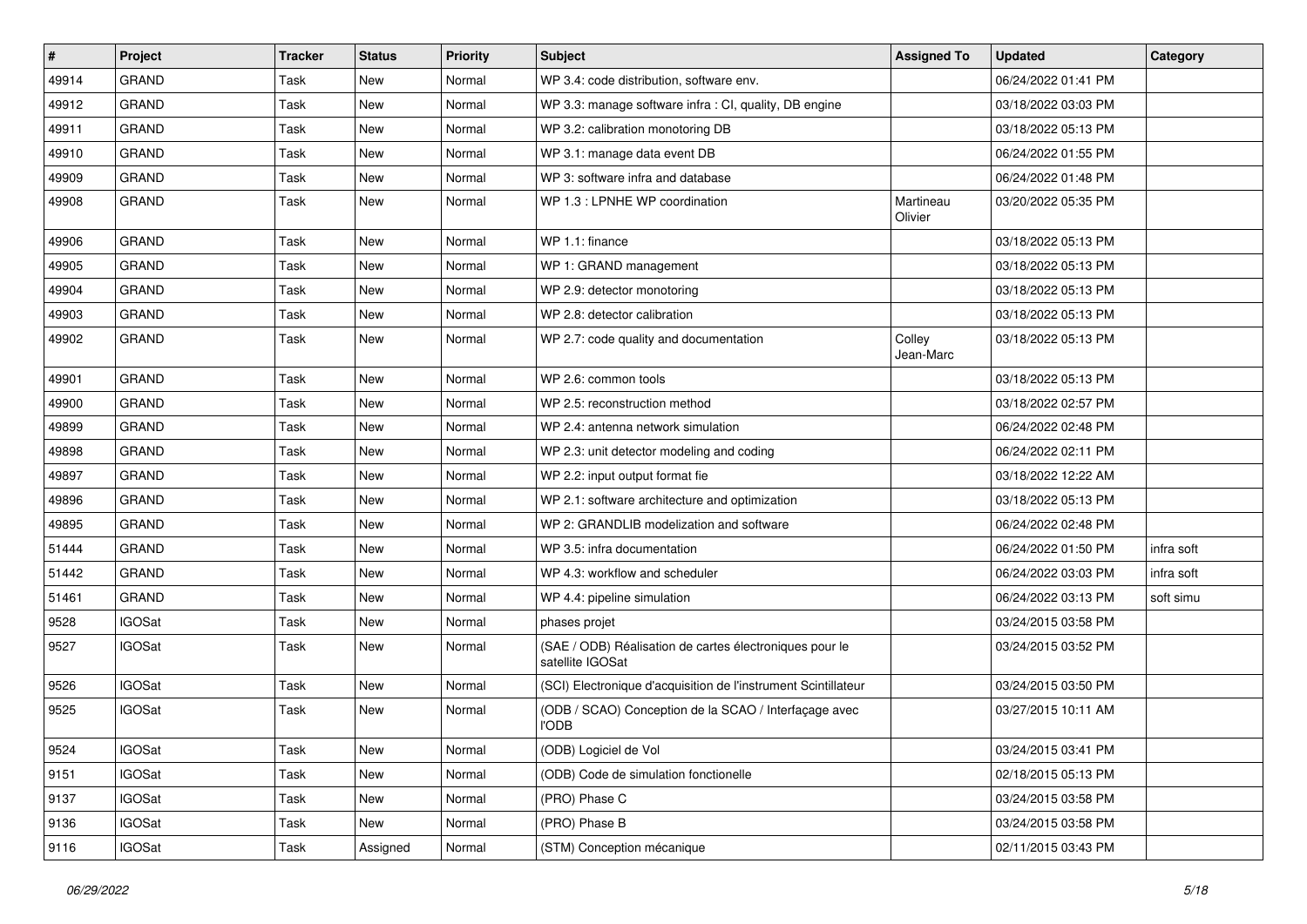| # | Project | Tracker | Status | Priority | Subject | Assigned To | Updated | Category |
|---|---|---|---|---|---|---|---|---|
| 49914 | GRAND | Task | New | Normal | WP 3.4: code distribution, software env. | | 06/24/2022 01:41 PM | |
| 49912 | GRAND | Task | New | Normal | WP 3.3: manage software infra : CI, quality, DB engine | | 03/18/2022 03:03 PM | |
| 49911 | GRAND | Task | New | Normal | WP 3.2: calibration monotoring DB | | 03/18/2022 05:13 PM | |
| 49910 | GRAND | Task | New | Normal | WP 3.1: manage data event DB | | 06/24/2022 01:55 PM | |
| 49909 | GRAND | Task | New | Normal | WP 3: software infra and database | | 06/24/2022 01:48 PM | |
| 49908 | GRAND | Task | New | Normal | WP 1.3 : LPNHE WP coordination | Martineau Olivier | 03/20/2022 05:35 PM | |
| 49906 | GRAND | Task | New | Normal | WP 1.1: finance | | 03/18/2022 05:13 PM | |
| 49905 | GRAND | Task | New | Normal | WP 1: GRAND management | | 03/18/2022 05:13 PM | |
| 49904 | GRAND | Task | New | Normal | WP 2.9: detector monotoring | | 03/18/2022 05:13 PM | |
| 49903 | GRAND | Task | New | Normal | WP 2.8: detector calibration | | 03/18/2022 05:13 PM | |
| 49902 | GRAND | Task | New | Normal | WP 2.7: code quality and documentation | Colley Jean-Marc | 03/18/2022 05:13 PM | |
| 49901 | GRAND | Task | New | Normal | WP 2.6: common tools | | 03/18/2022 05:13 PM | |
| 49900 | GRAND | Task | New | Normal | WP 2.5: reconstruction method | | 03/18/2022 02:57 PM | |
| 49899 | GRAND | Task | New | Normal | WP 2.4: antenna network simulation | | 06/24/2022 02:48 PM | |
| 49898 | GRAND | Task | New | Normal | WP 2.3: unit detector modeling and coding | | 06/24/2022 02:11 PM | |
| 49897 | GRAND | Task | New | Normal | WP 2.2: input output format fie | | 03/18/2022 12:22 AM | |
| 49896 | GRAND | Task | New | Normal | WP 2.1: software architecture and optimization | | 03/18/2022 05:13 PM | |
| 49895 | GRAND | Task | New | Normal | WP 2: GRANDLIB modelization and software | | 06/24/2022 02:48 PM | |
| 51444 | GRAND | Task | New | Normal | WP 3.5: infra documentation | | 06/24/2022 01:50 PM | infra soft |
| 51442 | GRAND | Task | New | Normal | WP 4.3: workflow and scheduler | | 06/24/2022 03:03 PM | infra soft |
| 51461 | GRAND | Task | New | Normal | WP 4.4: pipeline simulation | | 06/24/2022 03:13 PM | soft simu |
| 9528 | IGOSat | Task | New | Normal | phases projet | | 03/24/2015 03:58 PM | |
| 9527 | IGOSat | Task | New | Normal | (SAE / ODB) Réalisation de cartes électroniques pour le satellite IGOSat | | 03/24/2015 03:52 PM | |
| 9526 | IGOSat | Task | New | Normal | (SCI) Electronique d'acquisition de l'instrument Scintillateur | | 03/24/2015 03:50 PM | |
| 9525 | IGOSat | Task | New | Normal | (ODB / SCAO) Conception de la SCAO / Interfaçage avec l'ODB | | 03/27/2015 10:11 AM | |
| 9524 | IGOSat | Task | New | Normal | (ODB) Logiciel de Vol | | 03/24/2015 03:41 PM | |
| 9151 | IGOSat | Task | New | Normal | (ODB) Code de simulation fonctionelle | | 02/18/2015 05:13 PM | |
| 9137 | IGOSat | Task | New | Normal | (PRO) Phase C | | 03/24/2015 03:58 PM | |
| 9136 | IGOSat | Task | New | Normal | (PRO) Phase B | | 03/24/2015 03:58 PM | |
| 9116 | IGOSat | Task | Assigned | Normal | (STM) Conception mécanique | | 02/11/2015 03:43 PM | |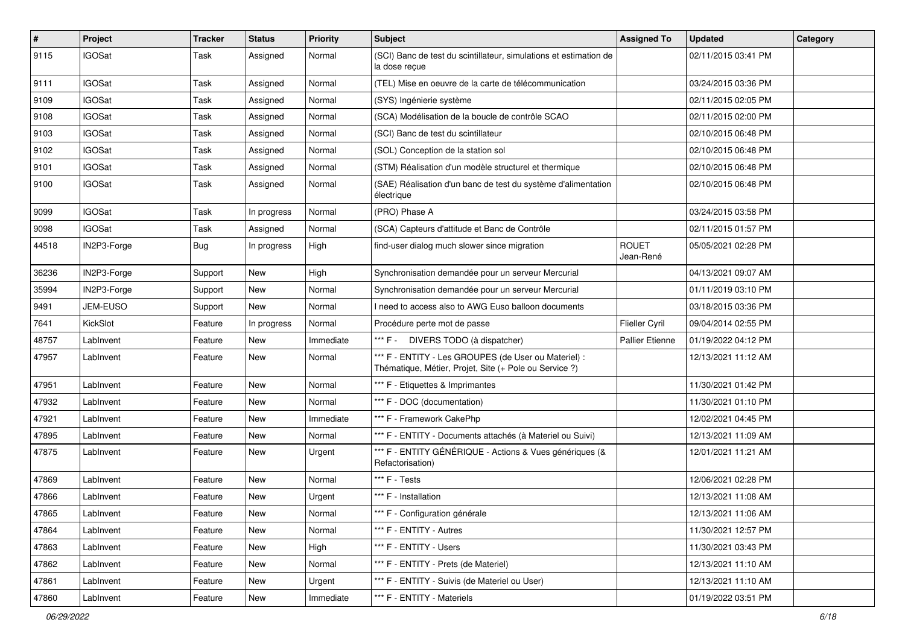| # | Project | Tracker | Status | Priority | Subject | Assigned To | Updated | Category |
|---|---|---|---|---|---|---|---|---|
| 9115 | IGOSat | Task | Assigned | Normal | (SCI) Banc de test du scintillateur, simulations et estimation de la dose reçue | | 02/11/2015 03:41 PM | |
| 9111 | IGOSat | Task | Assigned | Normal | (TEL) Mise en oeuvre de la carte de télécommunication | | 03/24/2015 03:36 PM | |
| 9109 | IGOSat | Task | Assigned | Normal | (SYS) Ingénierie système | | 02/11/2015 02:05 PM | |
| 9108 | IGOSat | Task | Assigned | Normal | (SCA) Modélisation de la boucle de contrôle SCAO | | 02/11/2015 02:00 PM | |
| 9103 | IGOSat | Task | Assigned | Normal | (SCI) Banc de test du scintillateur | | 02/10/2015 06:48 PM | |
| 9102 | IGOSat | Task | Assigned | Normal | (SOL) Conception de la station sol | | 02/10/2015 06:48 PM | |
| 9101 | IGOSat | Task | Assigned | Normal | (STM) Réalisation d'un modèle structurel et thermique | | 02/10/2015 06:48 PM | |
| 9100 | IGOSat | Task | Assigned | Normal | (SAE) Réalisation d'un banc de test du système d'alimentation électrique | | 02/10/2015 06:48 PM | |
| 9099 | IGOSat | Task | In progress | Normal | (PRO) Phase A | | 03/24/2015 03:58 PM | |
| 9098 | IGOSat | Task | Assigned | Normal | (SCA) Capteurs d'attitude et Banc de Contrôle | | 02/11/2015 01:57 PM | |
| 44518 | IN2P3-Forge | Bug | In progress | High | find-user dialog much slower since migration | ROUET Jean-René | 05/05/2021 02:28 PM | |
| 36236 | IN2P3-Forge | Support | New | High | Synchronisation demandée pour un serveur Mercurial | | 04/13/2021 09:07 AM | |
| 35994 | IN2P3-Forge | Support | New | Normal | Synchronisation demandée pour un serveur Mercurial | | 01/11/2019 03:10 PM | |
| 9491 | JEM-EUSO | Support | New | Normal | I need to access also to AWG Euso balloon documents | | 03/18/2015 03:36 PM | |
| 7641 | KickSlot | Feature | In progress | Normal | Procédure perte mot de passe | Flieller Cyril | 09/04/2014 02:55 PM | |
| 48757 | LabInvent | Feature | New | Immediate | *** F - DIVERS TODO (à dispatcher) | Pallier Etienne | 01/19/2022 04:12 PM | |
| 47957 | LabInvent | Feature | New | Normal | *** F - ENTITY - Les GROUPES (de User ou Materiel) : Thématique, Métier, Projet, Site (+ Pole ou Service ?) | | 12/13/2021 11:12 AM | |
| 47951 | LabInvent | Feature | New | Normal | *** F - Etiquettes & Imprimantes | | 11/30/2021 01:42 PM | |
| 47932 | LabInvent | Feature | New | Normal | *** F - DOC (documentation) | | 11/30/2021 01:10 PM | |
| 47921 | LabInvent | Feature | New | Immediate | *** F - Framework CakePhp | | 12/02/2021 04:45 PM | |
| 47895 | LabInvent | Feature | New | Normal | *** F - ENTITY - Documents attachés (à Materiel ou Suivi) | | 12/13/2021 11:09 AM | |
| 47875 | LabInvent | Feature | New | Urgent | *** F - ENTITY GÉNÉRIQUE - Actions & Vues génériques (& Refactorisation) | | 12/01/2021 11:21 AM | |
| 47869 | LabInvent | Feature | New | Normal | *** F - Tests | | 12/06/2021 02:28 PM | |
| 47866 | LabInvent | Feature | New | Urgent | *** F - Installation | | 12/13/2021 11:08 AM | |
| 47865 | LabInvent | Feature | New | Normal | *** F - Configuration générale | | 12/13/2021 11:06 AM | |
| 47864 | LabInvent | Feature | New | Normal | *** F - ENTITY - Autres | | 11/30/2021 12:57 PM | |
| 47863 | LabInvent | Feature | New | High | *** F - ENTITY - Users | | 11/30/2021 03:43 PM | |
| 47862 | LabInvent | Feature | New | Normal | *** F - ENTITY - Prets (de Materiel) | | 12/13/2021 11:10 AM | |
| 47861 | LabInvent | Feature | New | Urgent | *** F - ENTITY - Suivis (de Materiel ou User) | | 12/13/2021 11:10 AM | |
| 47860 | LabInvent | Feature | New | Immediate | *** F - ENTITY - Materiels | | 01/19/2022 03:51 PM | |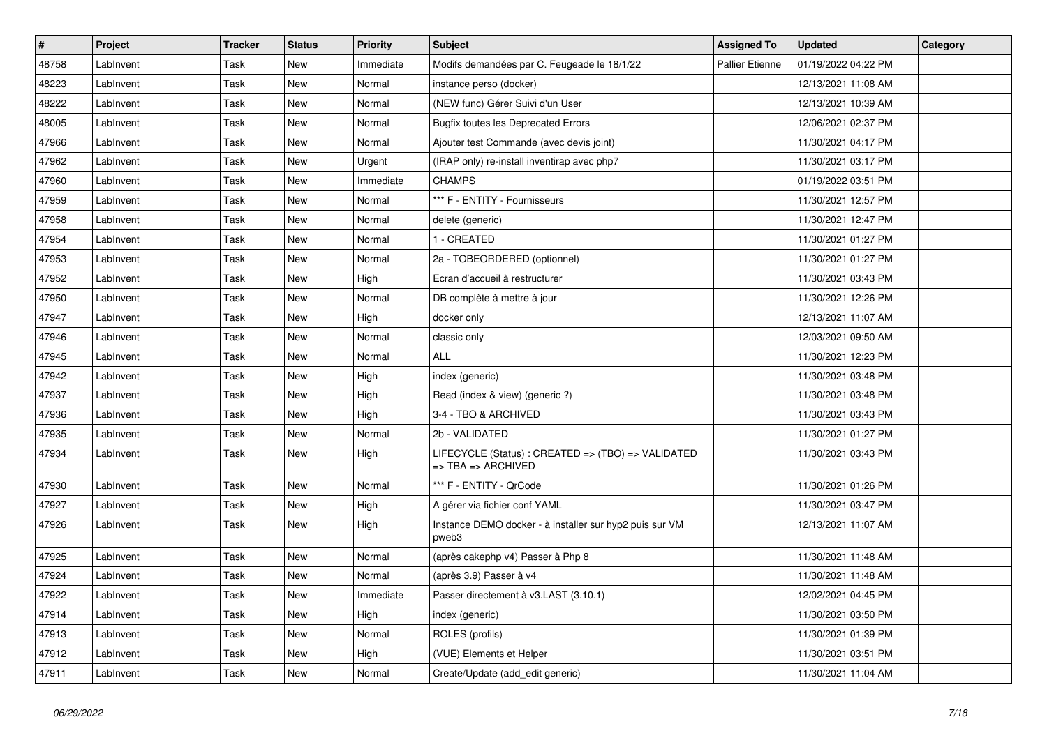| # | Project | Tracker | Status | Priority | Subject | Assigned To | Updated | Category |
|---|---|---|---|---|---|---|---|---|
| 48758 | LabInvent | Task | New | Immediate | Modifs demandées par C. Feugeade le 18/1/22 | Pallier Etienne | 01/19/2022 04:22 PM | |
| 48223 | LabInvent | Task | New | Normal | instance perso (docker) | | 12/13/2021 11:08 AM | |
| 48222 | LabInvent | Task | New | Normal | (NEW func) Gérer Suivi d'un User | | 12/13/2021 10:39 AM | |
| 48005 | LabInvent | Task | New | Normal | Bugfix toutes les Deprecated Errors | | 12/06/2021 02:37 PM | |
| 47966 | LabInvent | Task | New | Normal | Ajouter test Commande (avec devis joint) | | 11/30/2021 04:17 PM | |
| 47962 | LabInvent | Task | New | Urgent | (IRAP only) re-install inventirap avec php7 | | 11/30/2021 03:17 PM | |
| 47960 | LabInvent | Task | New | Immediate | CHAMPS | | 01/19/2022 03:51 PM | |
| 47959 | LabInvent | Task | New | Normal | *** F - ENTITY - Fournisseurs | | 11/30/2021 12:57 PM | |
| 47958 | LabInvent | Task | New | Normal | delete (generic) | | 11/30/2021 12:47 PM | |
| 47954 | LabInvent | Task | New | Normal | 1 - CREATED | | 11/30/2021 01:27 PM | |
| 47953 | LabInvent | Task | New | Normal | 2a - TOBEORDERED (optionnel) | | 11/30/2021 01:27 PM | |
| 47952 | LabInvent | Task | New | High | Ecran d'accueil à restructurer | | 11/30/2021 03:43 PM | |
| 47950 | LabInvent | Task | New | Normal | DB complète à mettre à jour | | 11/30/2021 12:26 PM | |
| 47947 | LabInvent | Task | New | High | docker only | | 12/13/2021 11:07 AM | |
| 47946 | LabInvent | Task | New | Normal | classic only | | 12/03/2021 09:50 AM | |
| 47945 | LabInvent | Task | New | Normal | ALL | | 11/30/2021 12:23 PM | |
| 47942 | LabInvent | Task | New | High | index (generic) | | 11/30/2021 03:48 PM | |
| 47937 | LabInvent | Task | New | High | Read (index & view) (generic ?) | | 11/30/2021 03:48 PM | |
| 47936 | LabInvent | Task | New | High | 3-4 - TBO & ARCHIVED | | 11/30/2021 03:43 PM | |
| 47935 | LabInvent | Task | New | Normal | 2b - VALIDATED | | 11/30/2021 01:27 PM | |
| 47934 | LabInvent | Task | New | High | LIFECYCLE (Status) : CREATED => (TBO) => VALIDATED => TBA => ARCHIVED | | 11/30/2021 03:43 PM | |
| 47930 | LabInvent | Task | New | Normal | *** F - ENTITY - QrCode | | 11/30/2021 01:26 PM | |
| 47927 | LabInvent | Task | New | High | A gérer via fichier conf YAML | | 11/30/2021 03:47 PM | |
| 47926 | LabInvent | Task | New | High | Instance DEMO docker - à installer sur hyp2 puis sur VM pweb3 | | 12/13/2021 11:07 AM | |
| 47925 | LabInvent | Task | New | Normal | (après cakephp v4) Passer à Php 8 | | 11/30/2021 11:48 AM | |
| 47924 | LabInvent | Task | New | Normal | (après 3.9) Passer à v4 | | 11/30/2021 11:48 AM | |
| 47922 | LabInvent | Task | New | Immediate | Passer directement à v3.LAST (3.10.1) | | 12/02/2021 04:45 PM | |
| 47914 | LabInvent | Task | New | High | index (generic) | | 11/30/2021 03:50 PM | |
| 47913 | LabInvent | Task | New | Normal | ROLES (profils) | | 11/30/2021 01:39 PM | |
| 47912 | LabInvent | Task | New | High | (VUE) Elements et Helper | | 11/30/2021 03:51 PM | |
| 47911 | LabInvent | Task | New | Normal | Create/Update (add_edit generic) | | 11/30/2021 11:04 AM | |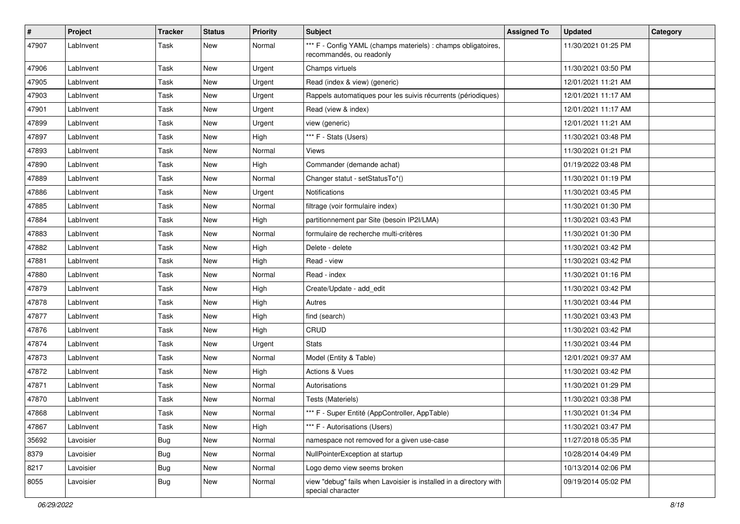| # | Project | Tracker | Status | Priority | Subject | Assigned To | Updated | Category |
|---|---|---|---|---|---|---|---|---|
| 47907 | LabInvent | Task | New | Normal | *** F - Config YAML (champs materiels) : champs obligatoires, recommandés, ou readonly | | 11/30/2021 01:25 PM | |
| 47906 | LabInvent | Task | New | Urgent | Champs virtuels | | 11/30/2021 03:50 PM | |
| 47905 | LabInvent | Task | New | Urgent | Read (index & view) (generic) | | 12/01/2021 11:21 AM | |
| 47903 | LabInvent | Task | New | Urgent | Rappels automatiques pour les suivis récurrents (périodiques) | | 12/01/2021 11:17 AM | |
| 47901 | LabInvent | Task | New | Urgent | Read (view & index) | | 12/01/2021 11:17 AM | |
| 47899 | LabInvent | Task | New | Urgent | view (generic) | | 12/01/2021 11:21 AM | |
| 47897 | LabInvent | Task | New | High | *** F - Stats (Users) | | 11/30/2021 03:48 PM | |
| 47893 | LabInvent | Task | New | Normal | Views | | 11/30/2021 01:21 PM | |
| 47890 | LabInvent | Task | New | High | Commander (demande achat) | | 01/19/2022 03:48 PM | |
| 47889 | LabInvent | Task | New | Normal | Changer statut - setStatusTo*() | | 11/30/2021 01:19 PM | |
| 47886 | LabInvent | Task | New | Urgent | Notifications | | 11/30/2021 03:45 PM | |
| 47885 | LabInvent | Task | New | Normal | filtrage (voir formulaire index) | | 11/30/2021 01:30 PM | |
| 47884 | LabInvent | Task | New | High | partitionnement par Site (besoin IP2I/LMA) | | 11/30/2021 03:43 PM | |
| 47883 | LabInvent | Task | New | Normal | formulaire de recherche multi-critères | | 11/30/2021 01:30 PM | |
| 47882 | LabInvent | Task | New | High | Delete - delete | | 11/30/2021 03:42 PM | |
| 47881 | LabInvent | Task | New | High | Read - view | | 11/30/2021 03:42 PM | |
| 47880 | LabInvent | Task | New | Normal | Read - index | | 11/30/2021 01:16 PM | |
| 47879 | LabInvent | Task | New | High | Create/Update - add_edit | | 11/30/2021 03:42 PM | |
| 47878 | LabInvent | Task | New | High | Autres | | 11/30/2021 03:44 PM | |
| 47877 | LabInvent | Task | New | High | find (search) | | 11/30/2021 03:43 PM | |
| 47876 | LabInvent | Task | New | High | CRUD | | 11/30/2021 03:42 PM | |
| 47874 | LabInvent | Task | New | Urgent | Stats | | 11/30/2021 03:44 PM | |
| 47873 | LabInvent | Task | New | Normal | Model (Entity & Table) | | 12/01/2021 09:37 AM | |
| 47872 | LabInvent | Task | New | High | Actions & Vues | | 11/30/2021 03:42 PM | |
| 47871 | LabInvent | Task | New | Normal | Autorisations | | 11/30/2021 01:29 PM | |
| 47870 | LabInvent | Task | New | Normal | Tests (Materiels) | | 11/30/2021 03:38 PM | |
| 47868 | LabInvent | Task | New | Normal | *** F - Super Entité (AppController, AppTable) | | 11/30/2021 01:34 PM | |
| 47867 | LabInvent | Task | New | High | *** F - Autorisations (Users) | | 11/30/2021 03:47 PM | |
| 35692 | Lavoisier | Bug | New | Normal | namespace not removed for a given use-case | | 11/27/2018 05:35 PM | |
| 8379 | Lavoisier | Bug | New | Normal | NullPointerException at startup | | 10/28/2014 04:49 PM | |
| 8217 | Lavoisier | Bug | New | Normal | Logo demo view seems broken | | 10/13/2014 02:06 PM | |
| 8055 | Lavoisier | Bug | New | Normal | view "debug" fails when Lavoisier is installed in a directory with special character | | 09/19/2014 05:02 PM | |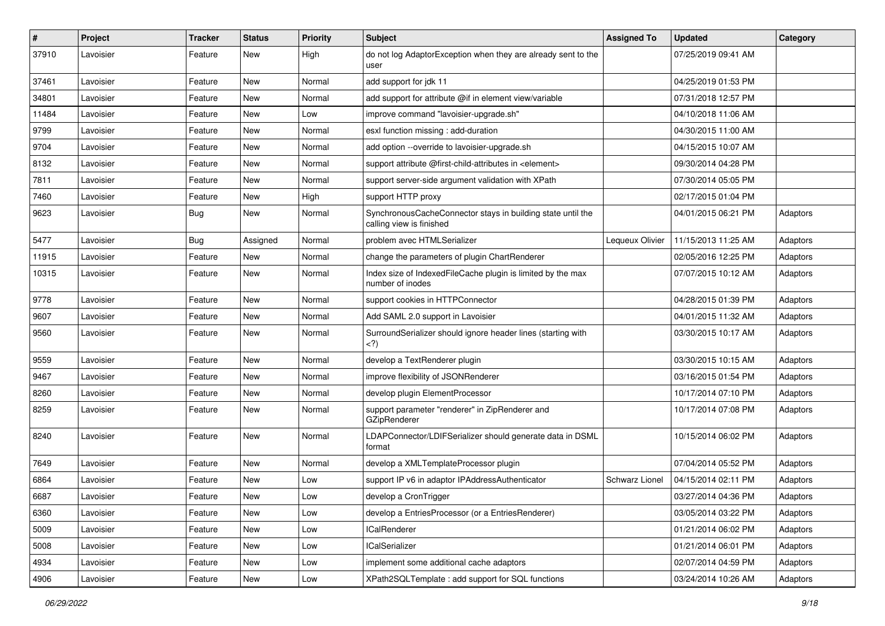| # | Project | Tracker | Status | Priority | Subject | Assigned To | Updated | Category |
|---|---|---|---|---|---|---|---|---|
| 37910 | Lavoisier | Feature | New | High | do not log AdaptorException when they are already sent to the user | | 07/25/2019 09:41 AM | |
| 37461 | Lavoisier | Feature | New | Normal | add support for jdk 11 | | 04/25/2019 01:53 PM | |
| 34801 | Lavoisier | Feature | New | Normal | add support for attribute @if in element view/variable | | 07/31/2018 12:57 PM | |
| 11484 | Lavoisier | Feature | New | Low | improve command "lavoisier-upgrade.sh" | | 04/10/2018 11:06 AM | |
| 9799 | Lavoisier | Feature | New | Normal | esxl function missing : add-duration | | 04/30/2015 11:00 AM | |
| 9704 | Lavoisier | Feature | New | Normal | add option --override to lavoisier-upgrade.sh | | 04/15/2015 10:07 AM | |
| 8132 | Lavoisier | Feature | New | Normal | support attribute @first-child-attributes in <element> | | 09/30/2014 04:28 PM | |
| 7811 | Lavoisier | Feature | New | Normal | support server-side argument validation with XPath | | 07/30/2014 05:05 PM | |
| 7460 | Lavoisier | Feature | New | High | support HTTP proxy | | 02/17/2015 01:04 PM | |
| 9623 | Lavoisier | Bug | New | Normal | SynchronousCacheConnector stays in building state until the calling view is finished | | 04/01/2015 06:21 PM | Adaptors |
| 5477 | Lavoisier | Bug | Assigned | Normal | problem avec HTMLSerializer | Lequeux Olivier | 11/15/2013 11:25 AM | Adaptors |
| 11915 | Lavoisier | Feature | New | Normal | change the parameters of plugin ChartRenderer | | 02/05/2016 12:25 PM | Adaptors |
| 10315 | Lavoisier | Feature | New | Normal | Index size of IndexedFileCache plugin is limited by the max number of inodes | | 07/07/2015 10:12 AM | Adaptors |
| 9778 | Lavoisier | Feature | New | Normal | support cookies in HTTPConnector | | 04/28/2015 01:39 PM | Adaptors |
| 9607 | Lavoisier | Feature | New | Normal | Add SAML 2.0 support in Lavoisier | | 04/01/2015 11:32 AM | Adaptors |
| 9560 | Lavoisier | Feature | New | Normal | SurroundSerializer should ignore header lines (starting with <?) | | 03/30/2015 10:17 AM | Adaptors |
| 9559 | Lavoisier | Feature | New | Normal | develop a TextRenderer plugin | | 03/30/2015 10:15 AM | Adaptors |
| 9467 | Lavoisier | Feature | New | Normal | improve flexibility of JSONRenderer | | 03/16/2015 01:54 PM | Adaptors |
| 8260 | Lavoisier | Feature | New | Normal | develop plugin ElementProcessor | | 10/17/2014 07:10 PM | Adaptors |
| 8259 | Lavoisier | Feature | New | Normal | support parameter "renderer" in ZipRenderer and GZipRenderer | | 10/17/2014 07:08 PM | Adaptors |
| 8240 | Lavoisier | Feature | New | Normal | LDAPConnector/LDIFSerializer should generate data in DSML format | | 10/15/2014 06:02 PM | Adaptors |
| 7649 | Lavoisier | Feature | New | Normal | develop a XMLTemplateProcessor plugin | | 07/04/2014 05:52 PM | Adaptors |
| 6864 | Lavoisier | Feature | New | Low | support IP v6 in adaptor IPAddressAuthenticator | Schwarz Lionel | 04/15/2014 02:11 PM | Adaptors |
| 6687 | Lavoisier | Feature | New | Low | develop a CronTrigger | | 03/27/2014 04:36 PM | Adaptors |
| 6360 | Lavoisier | Feature | New | Low | develop a EntriesProcessor (or a EntriesRenderer) | | 03/05/2014 03:22 PM | Adaptors |
| 5009 | Lavoisier | Feature | New | Low | ICalRenderer | | 01/21/2014 06:02 PM | Adaptors |
| 5008 | Lavoisier | Feature | New | Low | ICalSerializer | | 01/21/2014 06:01 PM | Adaptors |
| 4934 | Lavoisier | Feature | New | Low | implement some additional cache adaptors | | 02/07/2014 04:59 PM | Adaptors |
| 4906 | Lavoisier | Feature | New | Low | XPath2SQLTemplate : add support for SQL functions | | 03/24/2014 10:26 AM | Adaptors |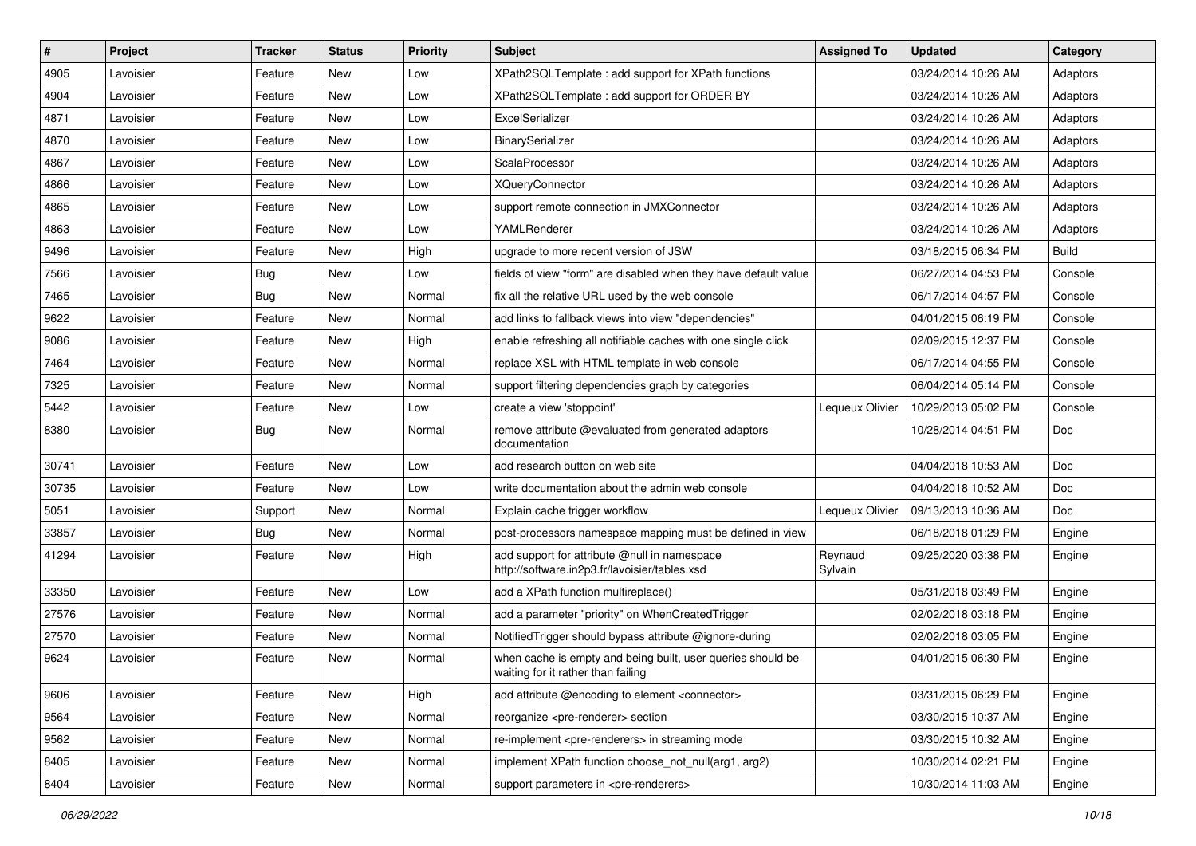| # | Project | Tracker | Status | Priority | Subject | Assigned To | Updated | Category |
| --- | --- | --- | --- | --- | --- | --- | --- | --- |
| 4905 | Lavoisier | Feature | New | Low | XPath2SQLTemplate : add support for XPath functions | | 03/24/2014 10:26 AM | Adaptors |
| 4904 | Lavoisier | Feature | New | Low | XPath2SQLTemplate : add support for ORDER BY | | 03/24/2014 10:26 AM | Adaptors |
| 4871 | Lavoisier | Feature | New | Low | ExcelSerializer | | 03/24/2014 10:26 AM | Adaptors |
| 4870 | Lavoisier | Feature | New | Low | BinarySerializer | | 03/24/2014 10:26 AM | Adaptors |
| 4867 | Lavoisier | Feature | New | Low | ScalaProcessor | | 03/24/2014 10:26 AM | Adaptors |
| 4866 | Lavoisier | Feature | New | Low | XQueryConnector | | 03/24/2014 10:26 AM | Adaptors |
| 4865 | Lavoisier | Feature | New | Low | support remote connection in JMXConnector | | 03/24/2014 10:26 AM | Adaptors |
| 4863 | Lavoisier | Feature | New | Low | YAMLRenderer | | 03/24/2014 10:26 AM | Adaptors |
| 9496 | Lavoisier | Feature | New | High | upgrade to more recent version of JSW | | 03/18/2015 06:34 PM | Build |
| 7566 | Lavoisier | Bug | New | Low | fields of view "form" are disabled when they have default value | | 06/27/2014 04:53 PM | Console |
| 7465 | Lavoisier | Bug | New | Normal | fix all the relative URL used by the web console | | 06/17/2014 04:57 PM | Console |
| 9622 | Lavoisier | Feature | New | Normal | add links to fallback views into view "dependencies" | | 04/01/2015 06:19 PM | Console |
| 9086 | Lavoisier | Feature | New | High | enable refreshing all notifiable caches with one single click | | 02/09/2015 12:37 PM | Console |
| 7464 | Lavoisier | Feature | New | Normal | replace XSL with HTML template in web console | | 06/17/2014 04:55 PM | Console |
| 7325 | Lavoisier | Feature | New | Normal | support filtering dependencies graph by categories | | 06/04/2014 05:14 PM | Console |
| 5442 | Lavoisier | Feature | New | Low | create a view 'stoppoint' | Lequeux Olivier | 10/29/2013 05:02 PM | Console |
| 8380 | Lavoisier | Bug | New | Normal | remove attribute @evaluated from generated adaptors documentation | | 10/28/2014 04:51 PM | Doc |
| 30741 | Lavoisier | Feature | New | Low | add research button on web site | | 04/04/2018 10:53 AM | Doc |
| 30735 | Lavoisier | Feature | New | Low | write documentation about the admin web console | | 04/04/2018 10:52 AM | Doc |
| 5051 | Lavoisier | Support | New | Normal | Explain cache trigger workflow | Lequeux Olivier | 09/13/2013 10:36 AM | Doc |
| 33857 | Lavoisier | Bug | New | Normal | post-processors namespace mapping must be defined in view | | 06/18/2018 01:29 PM | Engine |
| 41294 | Lavoisier | Feature | New | High | add support for attribute @null in namespace http://software.in2p3.fr/lavoisier/tables.xsd | Reynaud Sylvain | 09/25/2020 03:38 PM | Engine |
| 33350 | Lavoisier | Feature | New | Low | add a XPath function multireplace() | | 05/31/2018 03:49 PM | Engine |
| 27576 | Lavoisier | Feature | New | Normal | add a parameter "priority" on WhenCreatedTrigger | | 02/02/2018 03:18 PM | Engine |
| 27570 | Lavoisier | Feature | New | Normal | NotifiedTrigger should bypass attribute @ignore-during | | 02/02/2018 03:05 PM | Engine |
| 9624 | Lavoisier | Feature | New | Normal | when cache is empty and being built, user queries should be waiting for it rather than failing | | 04/01/2015 06:30 PM | Engine |
| 9606 | Lavoisier | Feature | New | High | add attribute @encoding to element <connector> | | 03/31/2015 06:29 PM | Engine |
| 9564 | Lavoisier | Feature | New | Normal | reorganize <pre-renderer> section | | 03/30/2015 10:37 AM | Engine |
| 9562 | Lavoisier | Feature | New | Normal | re-implement <pre-renderers> in streaming mode | | 03/30/2015 10:32 AM | Engine |
| 8405 | Lavoisier | Feature | New | Normal | implement XPath function choose_not_null(arg1, arg2) | | 10/30/2014 02:21 PM | Engine |
| 8404 | Lavoisier | Feature | New | Normal | support parameters in <pre-renderers> | | 10/30/2014 11:03 AM | Engine |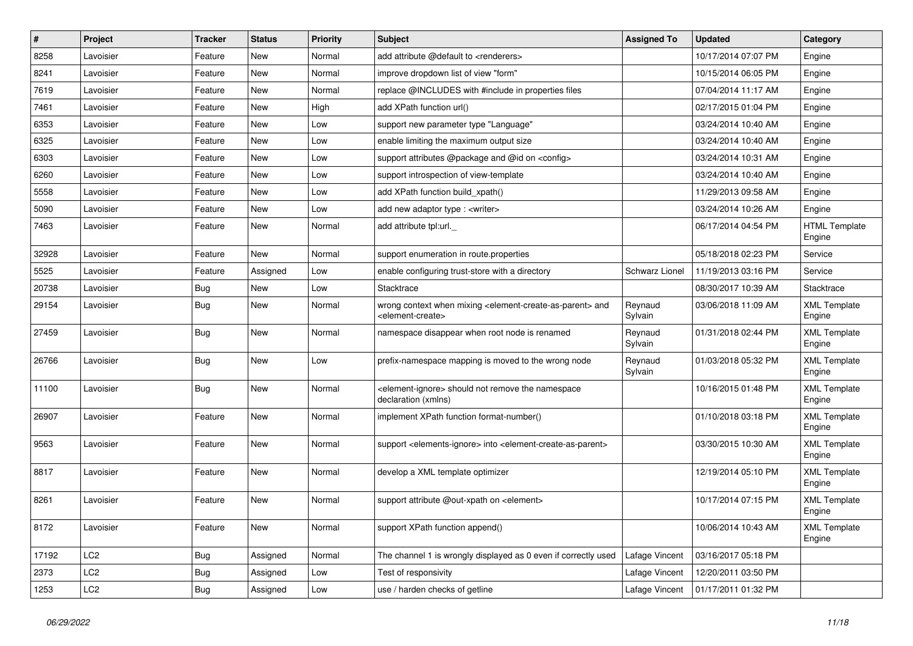| # | Project | Tracker | Status | Priority | Subject | Assigned To | Updated | Category |
|---|---|---|---|---|---|---|---|---|
| 8258 | Lavoisier | Feature | New | Normal | add attribute @default to <renderers> | | 10/17/2014 07:07 PM | Engine |
| 8241 | Lavoisier | Feature | New | Normal | improve dropdown list of view "form" | | 10/15/2014 06:05 PM | Engine |
| 7619 | Lavoisier | Feature | New | Normal | replace @INCLUDES with #include in properties files | | 07/04/2014 11:17 AM | Engine |
| 7461 | Lavoisier | Feature | New | High | add XPath function url() | | 02/17/2015 01:04 PM | Engine |
| 6353 | Lavoisier | Feature | New | Low | support new parameter type "Language" | | 03/24/2014 10:40 AM | Engine |
| 6325 | Lavoisier | Feature | New | Low | enable limiting the maximum output size | | 03/24/2014 10:40 AM | Engine |
| 6303 | Lavoisier | Feature | New | Low | support attributes @package and @id on <config> | | 03/24/2014 10:31 AM | Engine |
| 6260 | Lavoisier | Feature | New | Low | support introspection of view-template | | 03/24/2014 10:40 AM | Engine |
| 5558 | Lavoisier | Feature | New | Low | add XPath function build_xpath() | | 11/29/2013 09:58 AM | Engine |
| 5090 | Lavoisier | Feature | New | Low | add new adaptor type : <writer> | | 03/24/2014 10:26 AM | Engine |
| 7463 | Lavoisier | Feature | New | Normal | add attribute tpl:url._ | | 06/17/2014 04:54 PM | HTML Template Engine |
| 32928 | Lavoisier | Feature | New | Normal | support enumeration in route.properties | | 05/18/2018 02:23 PM | Service |
| 5525 | Lavoisier | Feature | Assigned | Low | enable configuring trust-store with a directory | Schwarz Lionel | 11/19/2013 03:16 PM | Service |
| 20738 | Lavoisier | Bug | New | Low | Stacktrace | | 08/30/2017 10:39 AM | Stacktrace |
| 29154 | Lavoisier | Bug | New | Normal | wrong context when mixing <element-create-as-parent> and <element-create> | Reynaud Sylvain | 03/06/2018 11:09 AM | XML Template Engine |
| 27459 | Lavoisier | Bug | New | Normal | namespace disappear when root node is renamed | Reynaud Sylvain | 01/31/2018 02:44 PM | XML Template Engine |
| 26766 | Lavoisier | Bug | New | Low | prefix-namespace mapping is moved to the wrong node | Reynaud Sylvain | 01/03/2018 05:32 PM | XML Template Engine |
| 11100 | Lavoisier | Bug | New | Normal | <element-ignore> should not remove the namespace declaration (xmlns) | | 10/16/2015 01:48 PM | XML Template Engine |
| 26907 | Lavoisier | Feature | New | Normal | implement XPath function format-number() | | 01/10/2018 03:18 PM | XML Template Engine |
| 9563 | Lavoisier | Feature | New | Normal | support <elements-ignore> into <element-create-as-parent> | | 03/30/2015 10:30 AM | XML Template Engine |
| 8817 | Lavoisier | Feature | New | Normal | develop a XML template optimizer | | 12/19/2014 05:10 PM | XML Template Engine |
| 8261 | Lavoisier | Feature | New | Normal | support attribute @out-xpath on <element> | | 10/17/2014 07:15 PM | XML Template Engine |
| 8172 | Lavoisier | Feature | New | Normal | support XPath function append() | | 10/06/2014 10:43 AM | XML Template Engine |
| 17192 | LC2 | Bug | Assigned | Normal | The channel 1 is wrongly displayed as 0 even if correctly used | Lafage Vincent | 03/16/2017 05:18 PM | |
| 2373 | LC2 | Bug | Assigned | Low | Test of responsivity | Lafage Vincent | 12/20/2011 03:50 PM | |
| 1253 | LC2 | Bug | Assigned | Low | use / harden checks of getline | Lafage Vincent | 01/17/2011 01:32 PM | |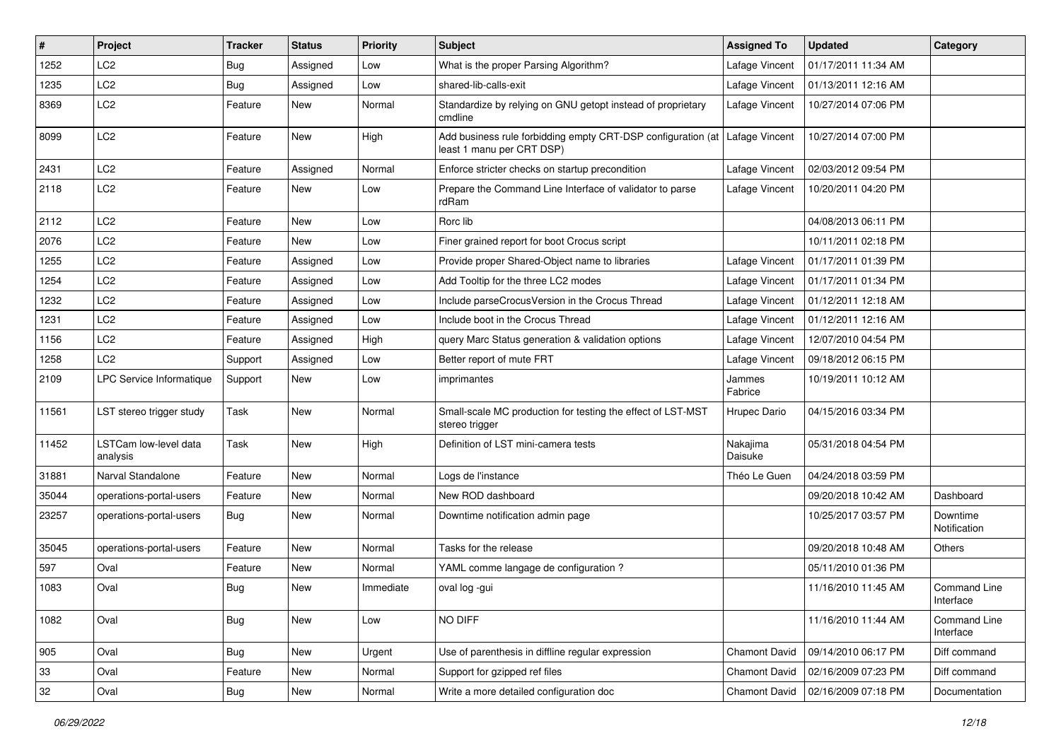| # | Project | Tracker | Status | Priority | Subject | Assigned To | Updated | Category |
|---|---|---|---|---|---|---|---|---|
| 1252 | LC2 | Bug | Assigned | Low | What is the proper Parsing Algorithm? | Lafage Vincent | 01/17/2011 11:34 AM | |
| 1235 | LC2 | Bug | Assigned | Low | shared-lib-calls-exit | Lafage Vincent | 01/13/2011 12:16 AM | |
| 8369 | LC2 | Feature | New | Normal | Standardize by relying on GNU getopt instead of proprietary cmdline | Lafage Vincent | 10/27/2014 07:06 PM | |
| 8099 | LC2 | Feature | New | High | Add business rule forbidding empty CRT-DSP configuration (at least 1 manu per CRT DSP) | Lafage Vincent | 10/27/2014 07:00 PM | |
| 2431 | LC2 | Feature | Assigned | Normal | Enforce stricter checks on startup precondition | Lafage Vincent | 02/03/2012 09:54 PM | |
| 2118 | LC2 | Feature | New | Low | Prepare the Command Line Interface of validator to parse rdRam | Lafage Vincent | 10/20/2011 04:20 PM | |
| 2112 | LC2 | Feature | New | Low | Rorc lib | | 04/08/2013 06:11 PM | |
| 2076 | LC2 | Feature | New | Low | Finer grained report for boot Crocus script | | 10/11/2011 02:18 PM | |
| 1255 | LC2 | Feature | Assigned | Low | Provide proper Shared-Object name to libraries | Lafage Vincent | 01/17/2011 01:39 PM | |
| 1254 | LC2 | Feature | Assigned | Low | Add Tooltip for the three LC2 modes | Lafage Vincent | 01/17/2011 01:34 PM | |
| 1232 | LC2 | Feature | Assigned | Low | Include parseCrocusVersion in the Crocus Thread | Lafage Vincent | 01/12/2011 12:18 AM | |
| 1231 | LC2 | Feature | Assigned | Low | Include boot in the Crocus Thread | Lafage Vincent | 01/12/2011 12:16 AM | |
| 1156 | LC2 | Feature | Assigned | High | query Marc Status generation & validation options | Lafage Vincent | 12/07/2010 04:54 PM | |
| 1258 | LC2 | Support | Assigned | Low | Better report of mute FRT | Lafage Vincent | 09/18/2012 06:15 PM | |
| 2109 | LPC Service Informatique | Support | New | Low | imprimantes | Jammes Fabrice | 10/19/2011 10:12 AM | |
| 11561 | LST stereo trigger study | Task | New | Normal | Small-scale MC production for testing the effect of LST-MST stereo trigger | Hrupec Dario | 04/15/2016 03:34 PM | |
| 11452 | LSTCam low-level data analysis | Task | New | High | Definition of LST mini-camera tests | Nakajima Daisuke | 05/31/2018 04:54 PM | |
| 31881 | Narval Standalone | Feature | New | Normal | Logs de l'instance | Théo Le Guen | 04/24/2018 03:59 PM | |
| 35044 | operations-portal-users | Feature | New | Normal | New ROD dashboard | | 09/20/2018 10:42 AM | Dashboard |
| 23257 | operations-portal-users | Bug | New | Normal | Downtime notification admin page | | 10/25/2017 03:57 PM | Downtime Notification |
| 35045 | operations-portal-users | Feature | New | Normal | Tasks for the release | | 09/20/2018 10:48 AM | Others |
| 597 | Oval | Feature | New | Normal | YAML comme langage de configuration ? | | 05/11/2010 01:36 PM | |
| 1083 | Oval | Bug | New | Immediate | oval log -gui | | 11/16/2010 11:45 AM | Command Line Interface |
| 1082 | Oval | Bug | New | Low | NO DIFF | | 11/16/2010 11:44 AM | Command Line Interface |
| 905 | Oval | Bug | New | Urgent | Use of parenthesis in diffline regular expression | Chamont David | 09/14/2010 06:17 PM | Diff command |
| 33 | Oval | Feature | New | Normal | Support for gzipped ref files | Chamont David | 02/16/2009 07:23 PM | Diff command |
| 32 | Oval | Bug | New | Normal | Write a more detailed configuration doc | Chamont David | 02/16/2009 07:18 PM | Documentation |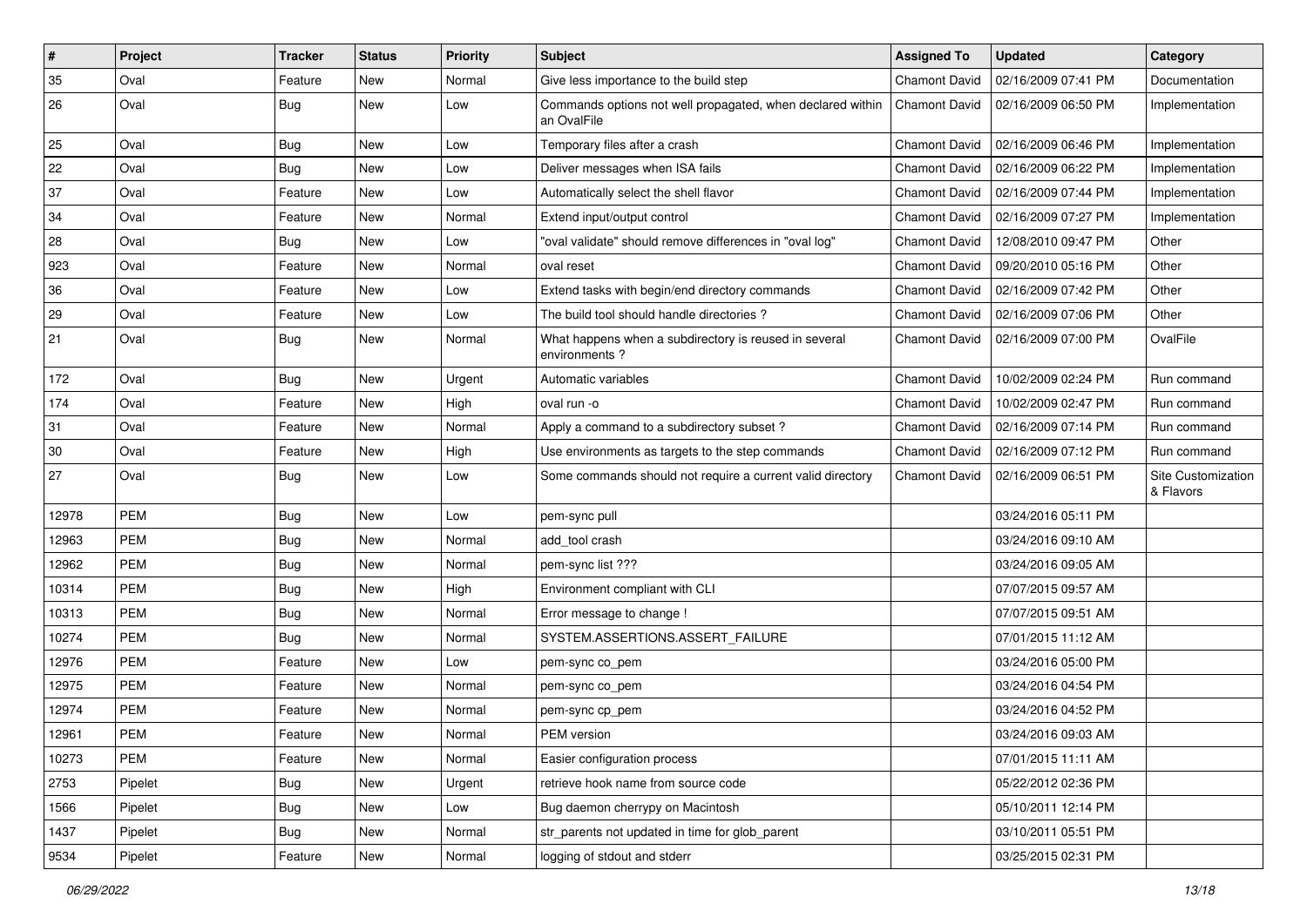| # | Project | Tracker | Status | Priority | Subject | Assigned To | Updated | Category |
|---|---|---|---|---|---|---|---|---|
| 35 | Oval | Feature | New | Normal | Give less importance to the build step | Chamont David | 02/16/2009 07:41 PM | Documentation |
| 26 | Oval | Bug | New | Low | Commands options not well propagated, when declared within an OvalFile | Chamont David | 02/16/2009 06:50 PM | Implementation |
| 25 | Oval | Bug | New | Low | Temporary files after a crash | Chamont David | 02/16/2009 06:46 PM | Implementation |
| 22 | Oval | Bug | New | Low | Deliver messages when ISA fails | Chamont David | 02/16/2009 06:22 PM | Implementation |
| 37 | Oval | Feature | New | Low | Automatically select the shell flavor | Chamont David | 02/16/2009 07:44 PM | Implementation |
| 34 | Oval | Feature | New | Normal | Extend input/output control | Chamont David | 02/16/2009 07:27 PM | Implementation |
| 28 | Oval | Bug | New | Low | "oval validate" should remove differences in "oval log" | Chamont David | 12/08/2010 09:47 PM | Other |
| 923 | Oval | Feature | New | Normal | oval reset | Chamont David | 09/20/2010 05:16 PM | Other |
| 36 | Oval | Feature | New | Low | Extend tasks with begin/end directory commands | Chamont David | 02/16/2009 07:42 PM | Other |
| 29 | Oval | Feature | New | Low | The build tool should handle directories ? | Chamont David | 02/16/2009 07:06 PM | Other |
| 21 | Oval | Bug | New | Normal | What happens when a subdirectory is reused in several environments ? | Chamont David | 02/16/2009 07:00 PM | OvalFile |
| 172 | Oval | Bug | New | Urgent | Automatic variables | Chamont David | 10/02/2009 02:24 PM | Run command |
| 174 | Oval | Feature | New | High | oval run -o | Chamont David | 10/02/2009 02:47 PM | Run command |
| 31 | Oval | Feature | New | Normal | Apply a command to a subdirectory subset ? | Chamont David | 02/16/2009 07:14 PM | Run command |
| 30 | Oval | Feature | New | High | Use environments as targets to the step commands | Chamont David | 02/16/2009 07:12 PM | Run command |
| 27 | Oval | Bug | New | Low | Some commands should not require a current valid directory | Chamont David | 02/16/2009 06:51 PM | Site Customization & Flavors |
| 12978 | PEM | Bug | New | Low | pem-sync pull | | 03/24/2016 05:11 PM | |
| 12963 | PEM | Bug | New | Normal | add_tool crash | | 03/24/2016 09:10 AM | |
| 12962 | PEM | Bug | New | Normal | pem-sync list ??? | | 03/24/2016 09:05 AM | |
| 10314 | PEM | Bug | New | High | Environment compliant with CLI | | 07/07/2015 09:57 AM | |
| 10313 | PEM | Bug | New | Normal | Error message to change ! | | 07/07/2015 09:51 AM | |
| 10274 | PEM | Bug | New | Normal | SYSTEM.ASSERTIONS.ASSERT_FAILURE | | 07/01/2015 11:12 AM | |
| 12976 | PEM | Feature | New | Low | pem-sync co_pem | | 03/24/2016 05:00 PM | |
| 12975 | PEM | Feature | New | Normal | pem-sync co_pem | | 03/24/2016 04:54 PM | |
| 12974 | PEM | Feature | New | Normal | pem-sync cp_pem | | 03/24/2016 04:52 PM | |
| 12961 | PEM | Feature | New | Normal | PEM version | | 03/24/2016 09:03 AM | |
| 10273 | PEM | Feature | New | Normal | Easier configuration process | | 07/01/2015 11:11 AM | |
| 2753 | Pipelet | Bug | New | Urgent | retrieve hook name from source code | | 05/22/2012 02:36 PM | |
| 1566 | Pipelet | Bug | New | Low | Bug daemon cherrypy on Macintosh | | 05/10/2011 12:14 PM | |
| 1437 | Pipelet | Bug | New | Normal | str_parents not updated in time for glob_parent | | 03/10/2011 05:51 PM | |
| 9534 | Pipelet | Feature | New | Normal | logging of stdout and stderr | | 03/25/2015 02:31 PM | |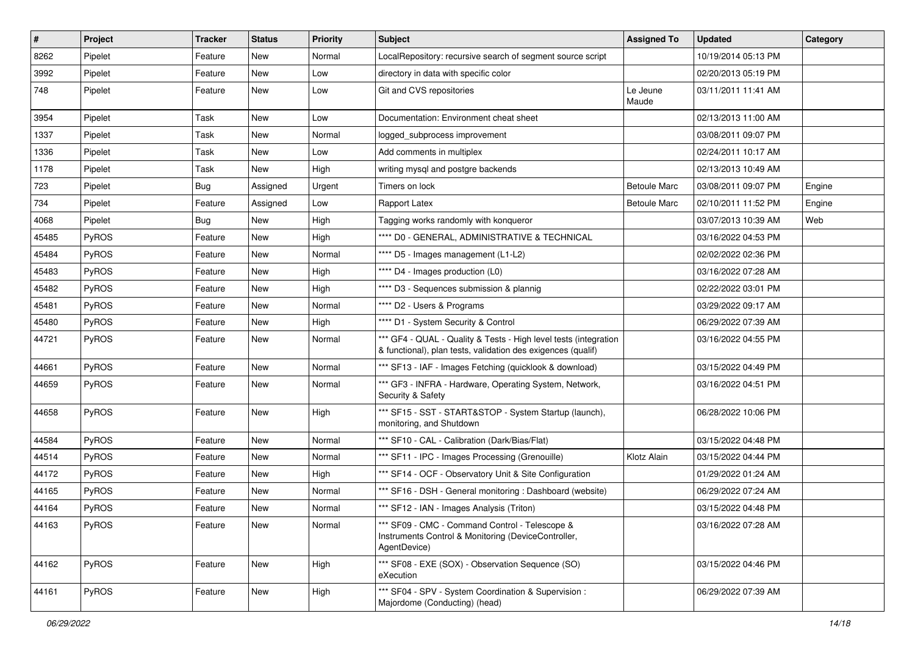| # | Project | Tracker | Status | Priority | Subject | Assigned To | Updated | Category |
|---|---|---|---|---|---|---|---|---|
| 8262 | Pipelet | Feature | New | Normal | LocalRepository: recursive search of segment source script | | 10/19/2014 05:13 PM | |
| 3992 | Pipelet | Feature | New | Low | directory in data with specific color | | 02/20/2013 05:19 PM | |
| 748 | Pipelet | Feature | New | Low | Git and CVS repositories | Le Jeune Maude | 03/11/2011 11:41 AM | |
| 3954 | Pipelet | Task | New | Low | Documentation: Environment cheat sheet | | 02/13/2013 11:00 AM | |
| 1337 | Pipelet | Task | New | Normal | logged_subprocess improvement | | 03/08/2011 09:07 PM | |
| 1336 | Pipelet | Task | New | Low | Add comments in multiplex | | 02/24/2011 10:17 AM | |
| 1178 | Pipelet | Task | New | High | writing mysql and postgre backends | | 02/13/2013 10:49 AM | |
| 723 | Pipelet | Bug | Assigned | Urgent | Timers on lock | Betoule Marc | 03/08/2011 09:07 PM | Engine |
| 734 | Pipelet | Feature | Assigned | Low | Rapport Latex | Betoule Marc | 02/10/2011 11:52 PM | Engine |
| 4068 | Pipelet | Bug | New | High | Tagging works randomly with konqueror | | 03/07/2013 10:39 AM | Web |
| 45485 | PyROS | Feature | New | High | **** D0 - GENERAL, ADMINISTRATIVE & TECHNICAL | | 03/16/2022 04:53 PM | |
| 45484 | PyROS | Feature | New | Normal | **** D5 - Images management (L1-L2) | | 02/02/2022 02:36 PM | |
| 45483 | PyROS | Feature | New | High | **** D4 - Images production (L0) | | 03/16/2022 07:28 AM | |
| 45482 | PyROS | Feature | New | High | **** D3 - Sequences submission & plannig | | 02/22/2022 03:01 PM | |
| 45481 | PyROS | Feature | New | Normal | **** D2 - Users & Programs | | 03/29/2022 09:17 AM | |
| 45480 | PyROS | Feature | New | High | **** D1 - System Security & Control | | 06/29/2022 07:39 AM | |
| 44721 | PyROS | Feature | New | Normal | *** GF4 - QUAL - Quality & Tests - High level tests (integration & functional), plan tests, validation des exigences (qualif) | | 03/16/2022 04:55 PM | |
| 44661 | PyROS | Feature | New | Normal | *** SF13 - IAF - Images Fetching (quicklook & download) | | 03/15/2022 04:49 PM | |
| 44659 | PyROS | Feature | New | Normal | *** GF3 - INFRA - Hardware, Operating System, Network, Security & Safety | | 03/16/2022 04:51 PM | |
| 44658 | PyROS | Feature | New | High | *** SF15 - SST - START&STOP - System Startup (launch), monitoring, and Shutdown | | 06/28/2022 10:06 PM | |
| 44584 | PyROS | Feature | New | Normal | *** SF10 - CAL - Calibration (Dark/Bias/Flat) | | 03/15/2022 04:48 PM | |
| 44514 | PyROS | Feature | New | Normal | *** SF11 - IPC - Images Processing (Grenouille) | Klotz Alain | 03/15/2022 04:44 PM | |
| 44172 | PyROS | Feature | New | High | *** SF14 - OCF - Observatory Unit & Site Configuration | | 01/29/2022 01:24 AM | |
| 44165 | PyROS | Feature | New | Normal | *** SF16 - DSH - General monitoring : Dashboard (website) | | 06/29/2022 07:24 AM | |
| 44164 | PyROS | Feature | New | Normal | *** SF12 - IAN - Images Analysis (Triton) | | 03/15/2022 04:48 PM | |
| 44163 | PyROS | Feature | New | Normal | *** SF09 - CMC - Command Control - Telescope & Instruments Control & Monitoring (DeviceController, AgentDevice) | | 03/16/2022 07:28 AM | |
| 44162 | PyROS | Feature | New | High | *** SF08 - EXE (SOX) - Observation Sequence (SO) eXecution | | 03/15/2022 04:46 PM | |
| 44161 | PyROS | Feature | New | High | *** SF04 - SPV - System Coordination & Supervision : Majordome (Conducting) (head) | | 06/29/2022 07:39 AM | |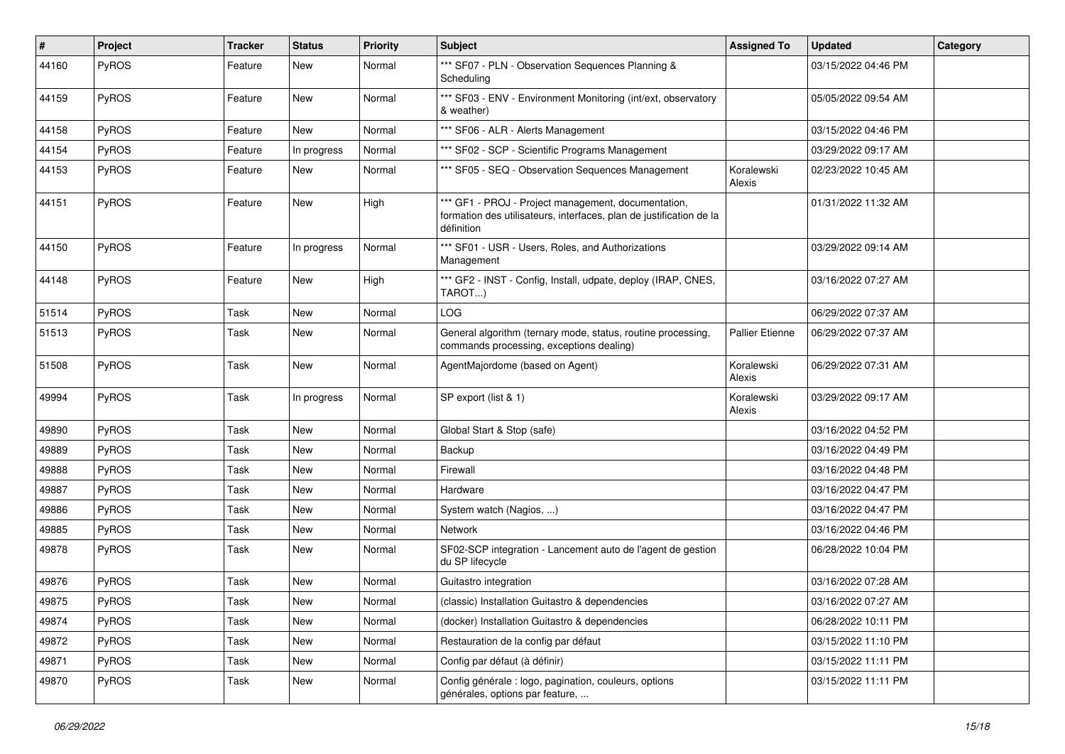| # | Project | Tracker | Status | Priority | Subject | Assigned To | Updated | Category |
|---|---|---|---|---|---|---|---|---|
| 44160 | PyROS | Feature | New | Normal | *** SF07 - PLN - Observation Sequences Planning & Scheduling | | 03/15/2022 04:46 PM | |
| 44159 | PyROS | Feature | New | Normal | *** SF03 - ENV - Environment Monitoring (int/ext, observatory & weather) | | 05/05/2022 09:54 AM | |
| 44158 | PyROS | Feature | New | Normal | *** SF06 - ALR - Alerts Management | | 03/15/2022 04:46 PM | |
| 44154 | PyROS | Feature | In progress | Normal | *** SF02 - SCP - Scientific Programs Management | | 03/29/2022 09:17 AM | |
| 44153 | PyROS | Feature | New | Normal | *** SF05 - SEQ - Observation Sequences Management | Koralewski Alexis | 02/23/2022 10:45 AM | |
| 44151 | PyROS | Feature | New | High | *** GF1 - PROJ - Project management, documentation, formation des utilisateurs, interfaces, plan de justification de la définition | | 01/31/2022 11:32 AM | |
| 44150 | PyROS | Feature | In progress | Normal | *** SF01 - USR - Users, Roles, and Authorizations Management | | 03/29/2022 09:14 AM | |
| 44148 | PyROS | Feature | New | High | *** GF2 - INST - Config, Install, udpate, deploy (IRAP, CNES, TAROT...) | | 03/16/2022 07:27 AM | |
| 51514 | PyROS | Task | New | Normal | LOG | | 06/29/2022 07:37 AM | |
| 51513 | PyROS | Task | New | Normal | General algorithm (ternary mode, status, routine processing, commands processing, exceptions dealing) | Pallier Etienne | 06/29/2022 07:37 AM | |
| 51508 | PyROS | Task | New | Normal | AgentMajordome (based on Agent) | Koralewski Alexis | 06/29/2022 07:31 AM | |
| 49994 | PyROS | Task | In progress | Normal | SP export (list & 1) | Koralewski Alexis | 03/29/2022 09:17 AM | |
| 49890 | PyROS | Task | New | Normal | Global Start & Stop (safe) | | 03/16/2022 04:52 PM | |
| 49889 | PyROS | Task | New | Normal | Backup | | 03/16/2022 04:49 PM | |
| 49888 | PyROS | Task | New | Normal | Firewall | | 03/16/2022 04:48 PM | |
| 49887 | PyROS | Task | New | Normal | Hardware | | 03/16/2022 04:47 PM | |
| 49886 | PyROS | Task | New | Normal | System watch (Nagios, ...) | | 03/16/2022 04:47 PM | |
| 49885 | PyROS | Task | New | Normal | Network | | 03/16/2022 04:46 PM | |
| 49878 | PyROS | Task | New | Normal | SF02-SCP integration - Lancement auto de l'agent de gestion du SP lifecycle | | 06/28/2022 10:04 PM | |
| 49876 | PyROS | Task | New | Normal | Guitastro integration | | 03/16/2022 07:28 AM | |
| 49875 | PyROS | Task | New | Normal | (classic) Installation Guitastro & dependencies | | 03/16/2022 07:27 AM | |
| 49874 | PyROS | Task | New | Normal | (docker) Installation Guitastro & dependencies | | 06/28/2022 10:11 PM | |
| 49872 | PyROS | Task | New | Normal | Restauration de la config par défaut | | 03/15/2022 11:10 PM | |
| 49871 | PyROS | Task | New | Normal | Config par défaut (à définir) | | 03/15/2022 11:11 PM | |
| 49870 | PyROS | Task | New | Normal | Config générale : logo, pagination, couleurs, options générales, options par feature, ... | | 03/15/2022 11:11 PM | |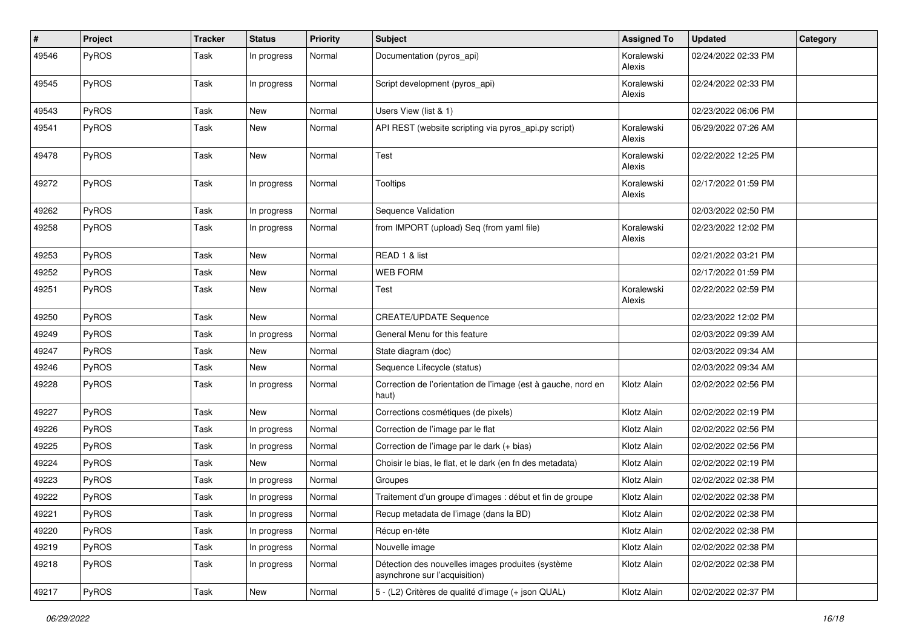| # | Project | Tracker | Status | Priority | Subject | Assigned To | Updated | Category |
|---|---|---|---|---|---|---|---|---|
| 49546 | PyROS | Task | In progress | Normal | Documentation (pyros_api) | Koralewski Alexis | 02/24/2022 02:33 PM | |
| 49545 | PyROS | Task | In progress | Normal | Script development (pyros_api) | Koralewski Alexis | 02/24/2022 02:33 PM | |
| 49543 | PyROS | Task | New | Normal | Users View (list & 1) | | 02/23/2022 06:06 PM | |
| 49541 | PyROS | Task | New | Normal | API REST (website scripting via pyros_api.py script) | Koralewski Alexis | 06/29/2022 07:26 AM | |
| 49478 | PyROS | Task | New | Normal | Test | Koralewski Alexis | 02/22/2022 12:25 PM | |
| 49272 | PyROS | Task | In progress | Normal | Tooltips | Koralewski Alexis | 02/17/2022 01:59 PM | |
| 49262 | PyROS | Task | In progress | Normal | Sequence Validation | | 02/03/2022 02:50 PM | |
| 49258 | PyROS | Task | In progress | Normal | from IMPORT (upload) Seq (from yaml file) | Koralewski Alexis | 02/23/2022 12:02 PM | |
| 49253 | PyROS | Task | New | Normal | READ 1 & list | | 02/21/2022 03:21 PM | |
| 49252 | PyROS | Task | New | Normal | WEB FORM | | 02/17/2022 01:59 PM | |
| 49251 | PyROS | Task | New | Normal | Test | Koralewski Alexis | 02/22/2022 02:59 PM | |
| 49250 | PyROS | Task | New | Normal | CREATE/UPDATE Sequence | | 02/23/2022 12:02 PM | |
| 49249 | PyROS | Task | In progress | Normal | General Menu for this feature | | 02/03/2022 09:39 AM | |
| 49247 | PyROS | Task | New | Normal | State diagram (doc) | | 02/03/2022 09:34 AM | |
| 49246 | PyROS | Task | New | Normal | Sequence Lifecycle (status) | | 02/03/2022 09:34 AM | |
| 49228 | PyROS | Task | In progress | Normal | Correction de l'orientation de l'image (est à gauche, nord en haut) | Klotz Alain | 02/02/2022 02:56 PM | |
| 49227 | PyROS | Task | New | Normal | Corrections cosmétiques (de pixels) | Klotz Alain | 02/02/2022 02:19 PM | |
| 49226 | PyROS | Task | In progress | Normal | Correction de l'image par le flat | Klotz Alain | 02/02/2022 02:56 PM | |
| 49225 | PyROS | Task | In progress | Normal | Correction de l'image par le dark (+ bias) | Klotz Alain | 02/02/2022 02:56 PM | |
| 49224 | PyROS | Task | New | Normal | Choisir le bias, le flat, et le dark (en fn des metadata) | Klotz Alain | 02/02/2022 02:19 PM | |
| 49223 | PyROS | Task | In progress | Normal | Groupes | Klotz Alain | 02/02/2022 02:38 PM | |
| 49222 | PyROS | Task | In progress | Normal | Traitement d'un groupe d'images : début et fin de groupe | Klotz Alain | 02/02/2022 02:38 PM | |
| 49221 | PyROS | Task | In progress | Normal | Recup metadata de l'image (dans la BD) | Klotz Alain | 02/02/2022 02:38 PM | |
| 49220 | PyROS | Task | In progress | Normal | Récup en-tête | Klotz Alain | 02/02/2022 02:38 PM | |
| 49219 | PyROS | Task | In progress | Normal | Nouvelle image | Klotz Alain | 02/02/2022 02:38 PM | |
| 49218 | PyROS | Task | In progress | Normal | Détection des nouvelles images produites (système asynchrone sur l'acquisition) | Klotz Alain | 02/02/2022 02:38 PM | |
| 49217 | PyROS | Task | New | Normal | 5 - (L2) Critères de qualité d'image (+ json QUAL) | Klotz Alain | 02/02/2022 02:37 PM | |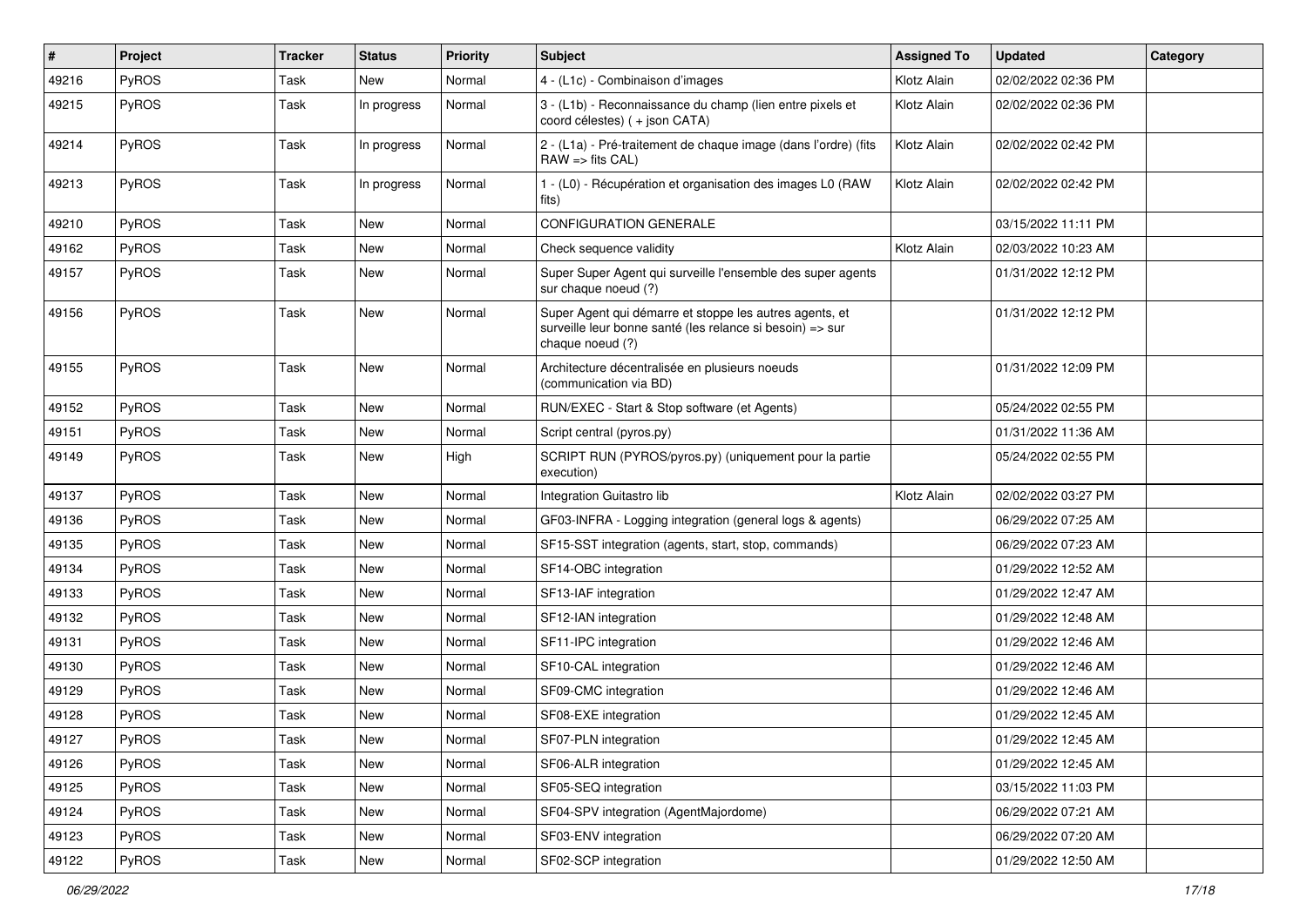| # | Project | Tracker | Status | Priority | Subject | Assigned To | Updated | Category |
|---|---|---|---|---|---|---|---|---|
| 49216 | PyROS | Task | New | Normal | 4 - (L1c) - Combinaison d'images | Klotz Alain | 02/02/2022 02:36 PM | |
| 49215 | PyROS | Task | In progress | Normal | 3 - (L1b) - Reconnaissance du champ (lien entre pixels et coord célestes) ( + json CATA) | Klotz Alain | 02/02/2022 02:36 PM | |
| 49214 | PyROS | Task | In progress | Normal | 2 - (L1a) - Pré-traitement de chaque image (dans l'ordre) (fits RAW => fits CAL) | Klotz Alain | 02/02/2022 02:42 PM | |
| 49213 | PyROS | Task | In progress | Normal | 1 - (L0) - Récupération et organisation des images L0 (RAW fits) | Klotz Alain | 02/02/2022 02:42 PM | |
| 49210 | PyROS | Task | New | Normal | CONFIGURATION GENERALE | | 03/15/2022 11:11 PM | |
| 49162 | PyROS | Task | New | Normal | Check sequence validity | Klotz Alain | 02/03/2022 10:23 AM | |
| 49157 | PyROS | Task | New | Normal | Super Super Agent qui surveille l'ensemble des super agents sur chaque noeud (?) | | 01/31/2022 12:12 PM | |
| 49156 | PyROS | Task | New | Normal | Super Agent qui démarre et stoppe les autres agents, et surveille leur bonne santé (les relance si besoin) => sur chaque noeud (?) | | 01/31/2022 12:12 PM | |
| 49155 | PyROS | Task | New | Normal | Architecture décentralisée en plusieurs noeuds (communication via BD) | | 01/31/2022 12:09 PM | |
| 49152 | PyROS | Task | New | Normal | RUN/EXEC - Start & Stop software (et Agents) | | 05/24/2022 02:55 PM | |
| 49151 | PyROS | Task | New | Normal | Script central (pyros.py) | | 01/31/2022 11:36 AM | |
| 49149 | PyROS | Task | New | High | SCRIPT RUN (PYROS/pyros.py) (uniquement pour la partie execution) | | 05/24/2022 02:55 PM | |
| 49137 | PyROS | Task | New | Normal | Integration Guitastro lib | Klotz Alain | 02/02/2022 03:27 PM | |
| 49136 | PyROS | Task | New | Normal | GF03-INFRA - Logging integration (general logs & agents) | | 06/29/2022 07:25 AM | |
| 49135 | PyROS | Task | New | Normal | SF15-SST integration (agents, start, stop, commands) | | 06/29/2022 07:23 AM | |
| 49134 | PyROS | Task | New | Normal | SF14-OBC integration | | 01/29/2022 12:52 AM | |
| 49133 | PyROS | Task | New | Normal | SF13-IAF integration | | 01/29/2022 12:47 AM | |
| 49132 | PyROS | Task | New | Normal | SF12-IAN integration | | 01/29/2022 12:48 AM | |
| 49131 | PyROS | Task | New | Normal | SF11-IPC integration | | 01/29/2022 12:46 AM | |
| 49130 | PyROS | Task | New | Normal | SF10-CAL integration | | 01/29/2022 12:46 AM | |
| 49129 | PyROS | Task | New | Normal | SF09-CMC integration | | 01/29/2022 12:46 AM | |
| 49128 | PyROS | Task | New | Normal | SF08-EXE integration | | 01/29/2022 12:45 AM | |
| 49127 | PyROS | Task | New | Normal | SF07-PLN integration | | 01/29/2022 12:45 AM | |
| 49126 | PyROS | Task | New | Normal | SF06-ALR integration | | 01/29/2022 12:45 AM | |
| 49125 | PyROS | Task | New | Normal | SF05-SEQ integration | | 03/15/2022 11:03 PM | |
| 49124 | PyROS | Task | New | Normal | SF04-SPV integration (AgentMajordome) | | 06/29/2022 07:21 AM | |
| 49123 | PyROS | Task | New | Normal | SF03-ENV integration | | 06/29/2022 07:20 AM | |
| 49122 | PyROS | Task | New | Normal | SF02-SCP integration | | 01/29/2022 12:50 AM | |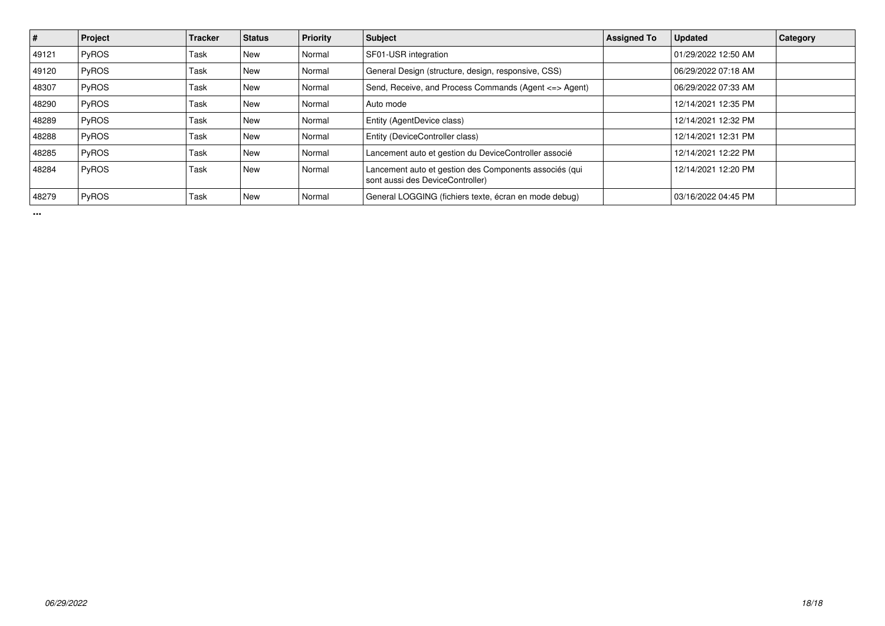| # | Project | Tracker | Status | Priority | Subject | Assigned To | Updated | Category |
|---|---|---|---|---|---|---|---|---|
| 49121 | PyROS | Task | New | Normal | SF01-USR integration | | 01/29/2022 12:50 AM | |
| 49120 | PyROS | Task | New | Normal | General Design (structure, design, responsive, CSS) | | 06/29/2022 07:18 AM | |
| 48307 | PyROS | Task | New | Normal | Send, Receive, and Process Commands (Agent <=> Agent) | | 06/29/2022 07:33 AM | |
| 48290 | PyROS | Task | New | Normal | Auto mode | | 12/14/2021 12:35 PM | |
| 48289 | PyROS | Task | New | Normal | Entity (AgentDevice class) | | 12/14/2021 12:32 PM | |
| 48288 | PyROS | Task | New | Normal | Entity (DeviceController class) | | 12/14/2021 12:31 PM | |
| 48285 | PyROS | Task | New | Normal | Lancement auto et gestion du DeviceController associé | | 12/14/2021 12:22 PM | |
| 48284 | PyROS | Task | New | Normal | Lancement auto et gestion des Components associés (qui sont aussi des DeviceController) | | 12/14/2021 12:20 PM | |
| 48279 | PyROS | Task | New | Normal | General LOGGING (fichiers texte, écran en mode debug) | | 03/16/2022 04:45 PM | |

...